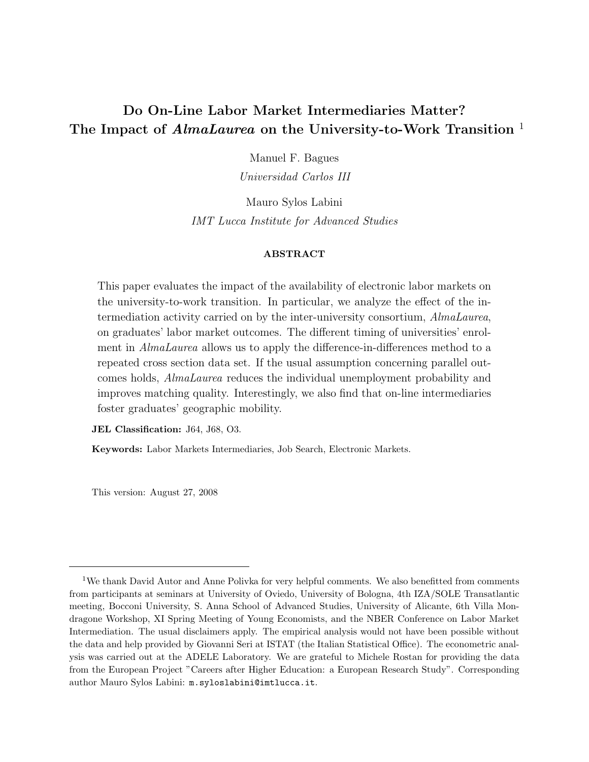# Do On-Line Labor Market Intermediaries Matter? The Impact of *AlmaLaurea* on the University-to-Work Transition [1]

Manuel F. Bagues

*Universidad Carlos III*

Mauro Sylos Labini

*IMT Lucca Institute for Advanced Studies*

**ABSTRACT**

This paper evaluates the impact of the availability of electronic labor markets on the university-to-work transition. In particular, we analyze the effect of the intermediation activity carried on by the inter-university consortium, *AlmaLaurea*, on graduates' labor market outcomes. The different timing of universities' enrolment in *AlmaLaurea* allows us to apply the difference-in-differences method to a repeated cross section data set. If the usual assumption concerning parallel outcomes holds, *AlmaLaurea* reduces the individual unemployment probability and improves matching quality. Interestingly, we also find that on-line intermediaries foster graduates' geographic mobility.

**JEL Classification:** J64, J68, O3.

**Keywords:** Labor Markets Intermediaries, Job Search, Electronic Markets.

This version: August 27, 2008

---

[1] We thank David Autor and Anne Polivka for very helpful comments. We also benefitted from comments from participants at seminars at University of Oviedo, University of Bologna, 4th IZA/SOLE Transatlantic meeting, Bocconi University, S. Anna School of Advanced Studies, University of Alicante, 6th Villa Mondragone Workshop, XI Spring Meeting of Young Economists, and the NBER Conference on Labor Market Intermediation. The usual disclaimers apply. The empirical analysis would not have been possible without the data and help provided by Giovanni Seri at ISTAT (the Italian Statistical Office). The econometric analysis was carried out at the ADELE Laboratory. We are grateful to Michele Rostan for providing the data from the European Project "Careers after Higher Education: a European Research Study". Corresponding author Mauro Sylos Labini: m.syloslabini@imtlucca.it.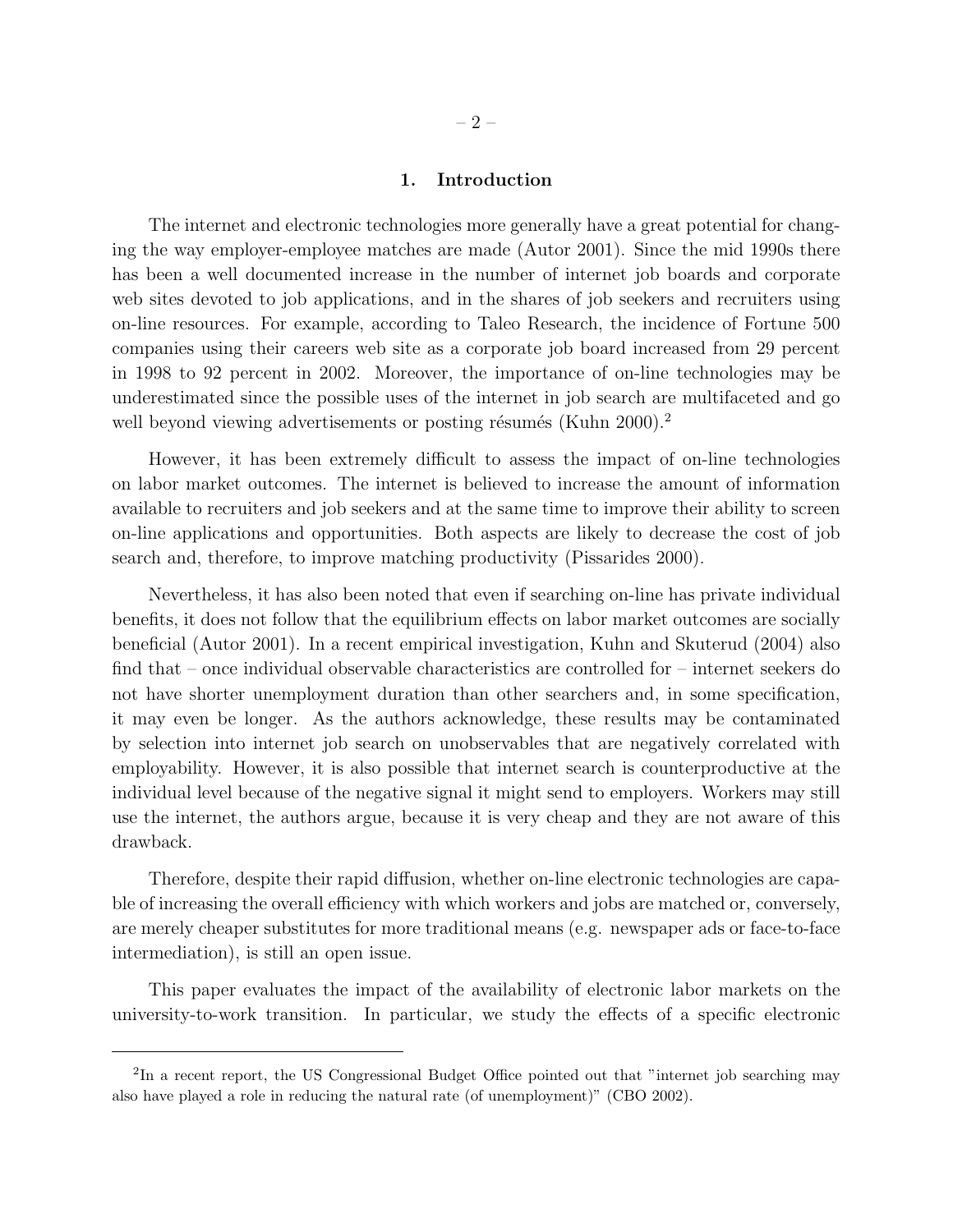## 1. Introduction

The internet and electronic technologies more generally have a great potential for changing the way employer-employee matches are made (Autor 2001). Since the mid 1990s there has been a well documented increase in the number of internet job boards and corporate web sites devoted to job applications, and in the shares of job seekers and recruiters using on-line resources. For example, according to Taleo Research, the incidence of Fortune 500 companies using their careers web site as a corporate job board increased from 29 percent in 1998 to 92 percent in 2002. Moreover, the importance of on-line technologies may be underestimated since the possible uses of the internet in job search are multifaceted and go well beyond viewing advertisements or posting résumés (Kuhn 2000).[2]

However, it has been extremely difficult to assess the impact of on-line technologies on labor market outcomes. The internet is believed to increase the amount of information available to recruiters and job seekers and at the same time to improve their ability to screen on-line applications and opportunities. Both aspects are likely to decrease the cost of job search and, therefore, to improve matching productivity (Pissarides 2000).

Nevertheless, it has also been noted that even if searching on-line has private individual benefits, it does not follow that the equilibrium effects on labor market outcomes are socially beneficial (Autor 2001). In a recent empirical investigation, Kuhn and Skuterud (2004) also find that – once individual observable characteristics are controlled for – internet seekers do not have shorter unemployment duration than other searchers and, in some specification, it may even be longer. As the authors acknowledge, these results may be contaminated by selection into internet job search on unobservables that are negatively correlated with employability. However, it is also possible that internet search is counterproductive at the individual level because of the negative signal it might send to employers. Workers may still use the internet, the authors argue, because it is very cheap and they are not aware of this drawback.

Therefore, despite their rapid diffusion, whether on-line electronic technologies are capable of increasing the overall efficiency with which workers and jobs are matched or, conversely, are merely cheaper substitutes for more traditional means (e.g. newspaper ads or face-to-face intermediation), is still an open issue.

This paper evaluates the impact of the availability of electronic labor markets on the university-to-work transition. In particular, we study the effects of a specific electronic

[2] In a recent report, the US Congressional Budget Office pointed out that "internet job searching may also have played a role in reducing the natural rate (of unemployment)" (CBO 2002).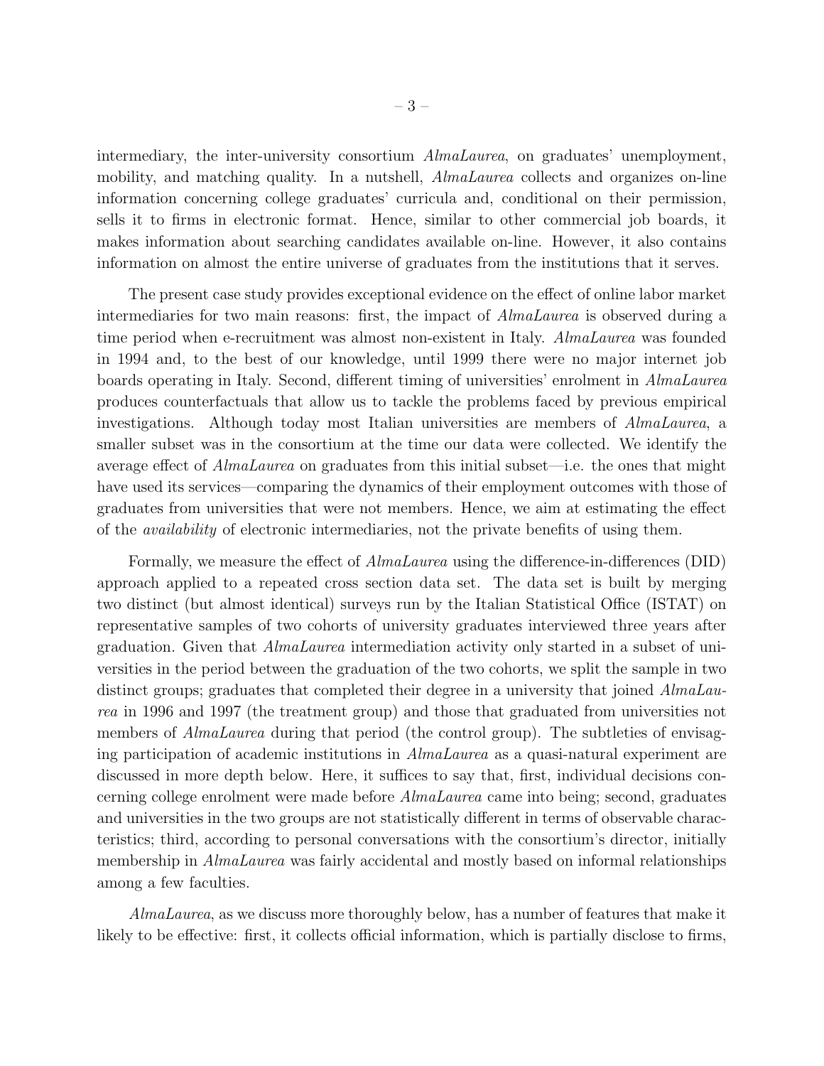intermediary, the inter-university consortium *AlmaLaurea*, on graduates' unemployment, mobility, and matching quality. In a nutshell, *AlmaLaurea* collects and organizes on-line information concerning college graduates' curricula and, conditional on their permission, sells it to firms in electronic format. Hence, similar to other commercial job boards, it makes information about searching candidates available on-line. However, it also contains information on almost the entire universe of graduates from the institutions that it serves.

The present case study provides exceptional evidence on the effect of online labor market intermediaries for two main reasons: first, the impact of *AlmaLaurea* is observed during a time period when e-recruitment was almost non-existent in Italy. *AlmaLaurea* was founded in 1994 and, to the best of our knowledge, until 1999 there were no major internet job boards operating in Italy. Second, different timing of universities' enrolment in *AlmaLaurea* produces counterfactuals that allow us to tackle the problems faced by previous empirical investigations. Although today most Italian universities are members of *AlmaLaurea*, a smaller subset was in the consortium at the time our data were collected. We identify the average effect of *AlmaLaurea* on graduates from this initial subset—i.e. the ones that might have used its services—comparing the dynamics of their employment outcomes with those of graduates from universities that were not members. Hence, we aim at estimating the effect of the *availability* of electronic intermediaries, not the private benefits of using them.

Formally, we measure the effect of *AlmaLaurea* using the difference-in-differences (DID) approach applied to a repeated cross section data set. The data set is built by merging two distinct (but almost identical) surveys run by the Italian Statistical Office (ISTAT) on representative samples of two cohorts of university graduates interviewed three years after graduation. Given that *AlmaLaurea* intermediation activity only started in a subset of universities in the period between the graduation of the two cohorts, we split the sample in two distinct groups; graduates that completed their degree in a university that joined *AlmaLaurea* in 1996 and 1997 (the treatment group) and those that graduated from universities not members of *AlmaLaurea* during that period (the control group). The subtleties of envisaging participation of academic institutions in *AlmaLaurea* as a quasi-natural experiment are discussed in more depth below. Here, it suffices to say that, first, individual decisions concerning college enrolment were made before *AlmaLaurea* came into being; second, graduates and universities in the two groups are not statistically different in terms of observable characteristics; third, according to personal conversations with the consortium's director, initially membership in *AlmaLaurea* was fairly accidental and mostly based on informal relationships among a few faculties.

*AlmaLaurea*, as we discuss more thoroughly below, has a number of features that make it likely to be effective: first, it collects official information, which is partially disclose to firms,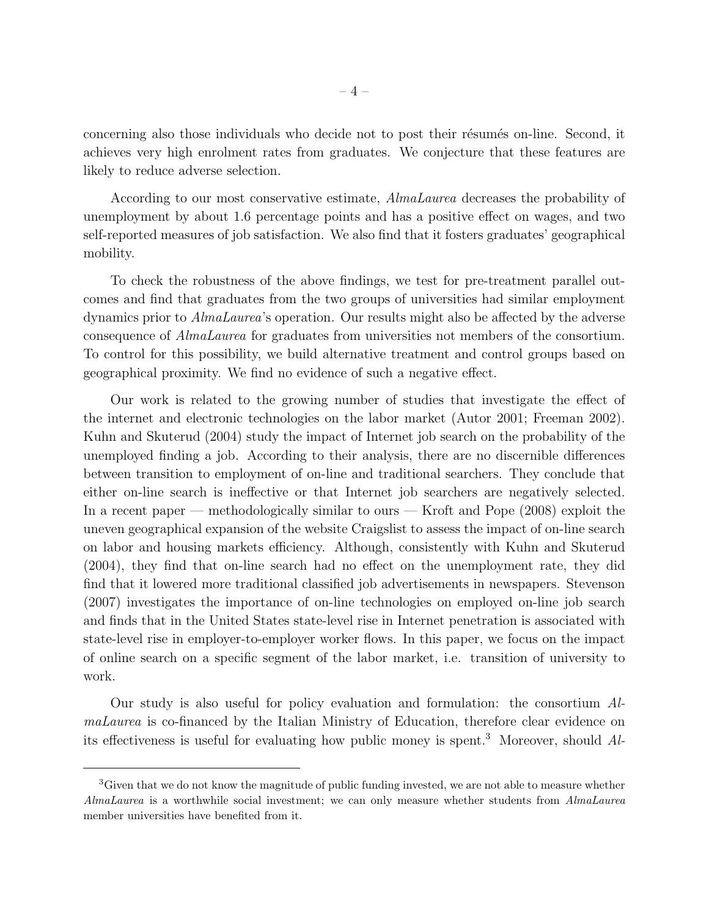concerning also those individuals who decide not to post their résumés on-line. Second, it achieves very high enrolment rates from graduates. We conjecture that these features are likely to reduce adverse selection.

According to our most conservative estimate, *AlmaLaurea* decreases the probability of unemployment by about 1.6 percentage points and has a positive effect on wages, and two self-reported measures of job satisfaction. We also find that it fosters graduates' geographical mobility.

To check the robustness of the above findings, we test for pre-treatment parallel outcomes and find that graduates from the two groups of universities had similar employment dynamics prior to *AlmaLaurea*'s operation. Our results might also be affected by the adverse consequence of *AlmaLaurea* for graduates from universities not members of the consortium. To control for this possibility, we build alternative treatment and control groups based on geographical proximity. We find no evidence of such a negative effect.

Our work is related to the growing number of studies that investigate the effect of the internet and electronic technologies on the labor market (Autor 2001; Freeman 2002). Kuhn and Skuterud (2004) study the impact of Internet job search on the probability of the unemployed finding a job. According to their analysis, there are no discernible differences between transition to employment of on-line and traditional searchers. They conclude that either on-line search is ineffective or that Internet job searchers are negatively selected. In a recent paper — methodologically similar to ours — Kroft and Pope (2008) exploit the uneven geographical expansion of the website Craigslist to assess the impact of on-line search on labor and housing markets efficiency. Although, consistently with Kuhn and Skuterud (2004), they find that on-line search had no effect on the unemployment rate, they did find that it lowered more traditional classified job advertisements in newspapers. Stevenson (2007) investigates the importance of on-line technologies on employed on-line job search and finds that in the United States state-level rise in Internet penetration is associated with state-level rise in employer-to-employer worker flows. In this paper, we focus on the impact of online search on a specific segment of the labor market, i.e. transition of university to work.

Our study is also useful for policy evaluation and formulation: the consortium *AlmaLaurea* is co-financed by the Italian Ministry of Education, therefore clear evidence on its effectiveness is useful for evaluating how public money is spent.[3] Moreover, should *Al-*

[3]Given that we do not know the magnitude of public funding invested, we are not able to measure whether *AlmaLaurea* is a worthwhile social investment; we can only measure whether students from *AlmaLaurea* member universities have benefited from it.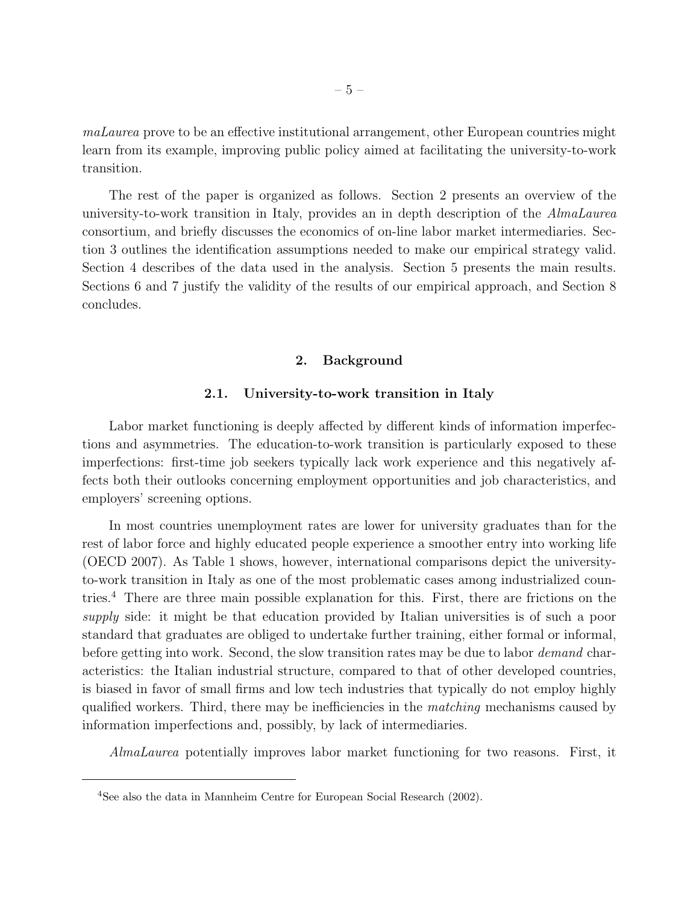*maLaurea* prove to be an effective institutional arrangement, other European countries might learn from its example, improving public policy aimed at facilitating the university-to-work transition.

The rest of the paper is organized as follows. Section 2 presents an overview of the university-to-work transition in Italy, provides an in depth description of the *AlmaLaurea* consortium, and briefly discusses the economics of on-line labor market intermediaries. Section 3 outlines the identification assumptions needed to make our empirical strategy valid. Section 4 describes of the data used in the analysis. Section 5 presents the main results. Sections 6 and 7 justify the validity of the results of our empirical approach, and Section 8 concludes.

## 2. Background

### 2.1. University-to-work transition in Italy

Labor market functioning is deeply affected by different kinds of information imperfections and asymmetries. The education-to-work transition is particularly exposed to these imperfections: first-time job seekers typically lack work experience and this negatively affects both their outlooks concerning employment opportunities and job characteristics, and employers' screening options.

In most countries unemployment rates are lower for university graduates than for the rest of labor force and highly educated people experience a smoother entry into working life (OECD 2007). As Table 1 shows, however, international comparisons depict the university-to-work transition in Italy as one of the most problematic cases among industrialized countries.[4] There are three main possible explanation for this. First, there are frictions on the *supply* side: it might be that education provided by Italian universities is of such a poor standard that graduates are obliged to undertake further training, either formal or informal, before getting into work. Second, the slow transition rates may be due to labor *demand* characteristics: the Italian industrial structure, compared to that of other developed countries, is biased in favor of small firms and low tech industries that typically do not employ highly qualified workers. Third, there may be inefficiencies in the *matching* mechanisms caused by information imperfections and, possibly, by lack of intermediaries.

*AlmaLaurea* potentially improves labor market functioning for two reasons. First, it

[4] See also the data in Mannheim Centre for European Social Research (2002).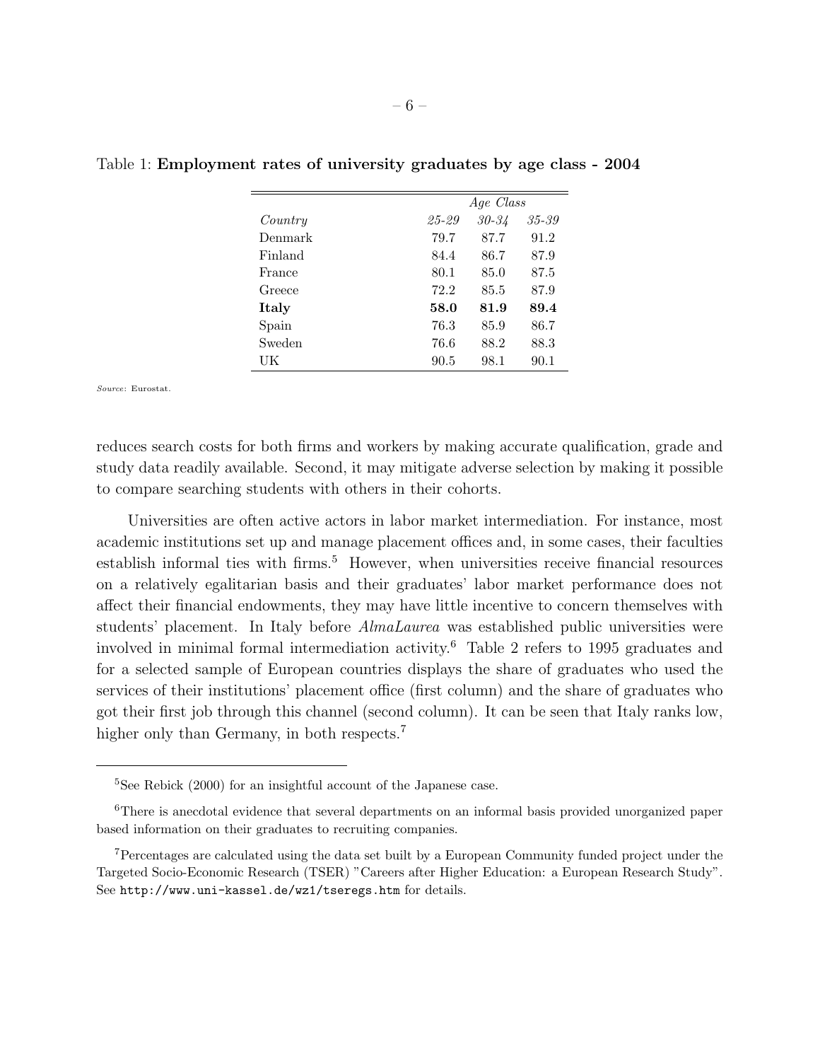Table 1: **Employment rates of university graduates by age class - 2004**

| | *Age Class* | | |
|---|---|---|---|
| *Country* | *25-29* | *30-34* | *35-39* |
| Denmark | 79.7 | 87.7 | 91.2 |
| Finland | 84.4 | 86.7 | 87.9 |
| France | 80.1 | 85.0 | 87.5 |
| Greece | 72.2 | 85.5 | 87.9 |
| **Italy** | **58.0** | **81.9** | **89.4** |
| Spain | 76.3 | 85.9 | 86.7 |
| Sweden | 76.6 | 88.2 | 88.3 |
| UK | 90.5 | 98.1 | 90.1 |

*Source*: Eurostat.

reduces search costs for both firms and workers by making accurate qualification, grade and study data readily available. Second, it may mitigate adverse selection by making it possible to compare searching students with others in their cohorts.

Universities are often active actors in labor market intermediation. For instance, most academic institutions set up and manage placement offices and, in some cases, their faculties establish informal ties with firms.[5] However, when universities receive financial resources on a relatively egalitarian basis and their graduates' labor market performance does not affect their financial endowments, they may have little incentive to concern themselves with students' placement. In Italy before *AlmaLaurea* was established public universities were involved in minimal formal intermediation activity.[6] Table 2 refers to 1995 graduates and for a selected sample of European countries displays the share of graduates who used the services of their institutions' placement office (first column) and the share of graduates who got their first job through this channel (second column). It can be seen that Italy ranks low, higher only than Germany, in both respects.[7]

---

[5] See Rebick (2000) for an insightful account of the Japanese case.

[6] There is anecdotal evidence that several departments on an informal basis provided unorganized paper based information on their graduates to recruiting companies.

[7] Percentages are calculated using the data set built by a European Community funded project under the Targeted Socio-Economic Research (TSER) "Careers after Higher Education: a European Research Study". See `http://www.uni-kassel.de/wz1/tseregs.htm` for details.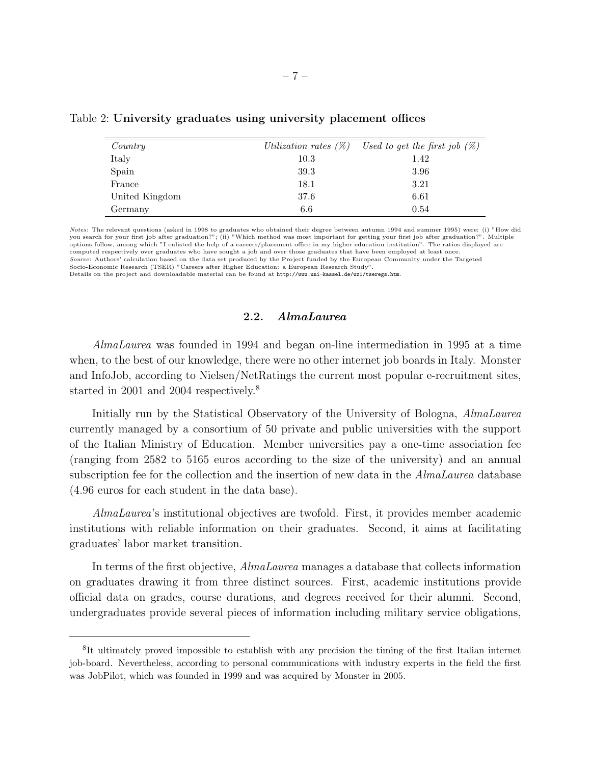Table 2: **University graduates using university placement offices**

| *Country* | *Utilization rates (%)* | *Used to get the first job (%)* |
|---|---|---|
| Italy | 10.3 | 1.42 |
| Spain | 39.3 | 3.96 |
| France | 18.1 | 3.21 |
| United Kingdom | 37.6 | 6.61 |
| Germany | 6.6 | 0.54 |

*Notes*: The relevant questions (asked in 1998 to graduates who obtained their degree between autumn 1994 and summer 1995) were: (i) "How did you search for your first job after graduation?"; (ii) "Which method was most important for getting your first job after graduation?". Multiple options follow, among which "I enlisted the help of a careers/placement office in my higher education institution". The ratios displayed are computed respectively over graduates who have sought a job and over those graduates that have been employed at least once.
*Source*: Authors' calculation based on the data set produced by the Project funded by the European Community under the Targeted Socio-Economic Research (TSER) "Careers after Higher Education: a European Research Study".
Details on the project and downloadable material can be found at http://www.uni-kassel.de/wz1/tseregs.htm.

### 2.2. *AlmaLaurea*

*AlmaLaurea* was founded in 1994 and began on-line intermediation in 1995 at a time when, to the best of our knowledge, there were no other internet job boards in Italy. Monster and InfoJob, according to Nielsen/NetRatings the current most popular e-recruitment sites, started in 2001 and 2004 respectively.[8]

Initially run by the Statistical Observatory of the University of Bologna, *AlmaLaurea* currently managed by a consortium of 50 private and public universities with the support of the Italian Ministry of Education. Member universities pay a one-time association fee (ranging from 2582 to 5165 euros according to the size of the university) and an annual subscription fee for the collection and the insertion of new data in the *AlmaLaurea* database (4.96 euros for each student in the data base).

*AlmaLaurea*'s institutional objectives are twofold. First, it provides member academic institutions with reliable information on their graduates. Second, it aims at facilitating graduates' labor market transition.

In terms of the first objective, *AlmaLaurea* manages a database that collects information on graduates drawing it from three distinct sources. First, academic institutions provide official data on grades, course durations, and degrees received for their alumni. Second, undergraduates provide several pieces of information including military service obligations,

[8] It ultimately proved impossible to establish with any precision the timing of the first Italian internet job-board. Nevertheless, according to personal communications with industry experts in the field the first was JobPilot, which was founded in 1999 and was acquired by Monster in 2005.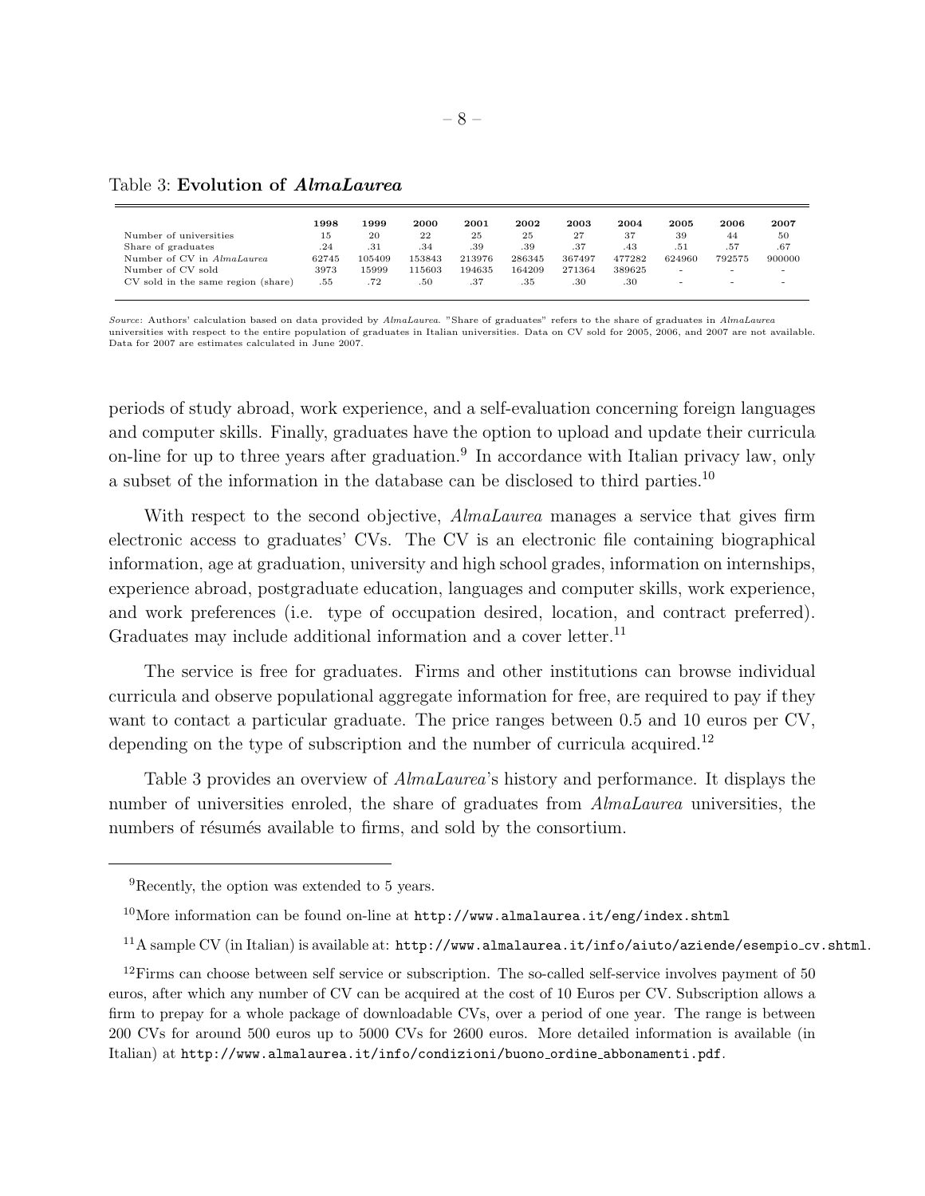Table 3: **Evolution of *AlmaLaurea***

| | 1998 | 1999 | 2000 | 2001 | 2002 | 2003 | 2004 | 2005 | 2006 | 2007 |
|---|---|---|---|---|---|---|---|---|---|---|
| Number of universities | 15 | 20 | 22 | 25 | 25 | 27 | 37 | 39 | 44 | 50 |
| Share of graduates | .24 | .31 | .34 | .39 | .39 | .37 | .43 | .51 | .57 | .67 |
| Number of CV in *AlmaLaurea* | 62745 | 105409 | 153843 | 213976 | 286345 | 367497 | 477282 | 624960 | 792575 | 900000 |
| Number of CV sold | 3973 | 15999 | 115603 | 194635 | 164209 | 271364 | 389625 | - | - | - |
| CV sold in the same region (share) | .55 | .72 | .50 | .37 | .35 | .30 | .30 | - | - | - |

*Source*: Authors' calculation based on data provided by *AlmaLaurea*. "Share of graduates" refers to the share of graduates in *AlmaLaurea* universities with respect to the entire population of graduates in Italian universities. Data on CV sold for 2005, 2006, and 2007 are not available. Data for 2007 are estimates calculated in June 2007.

periods of study abroad, work experience, and a self-evaluation concerning foreign languages and computer skills. Finally, graduates have the option to upload and update their curricula on-line for up to three years after graduation.[9] In accordance with Italian privacy law, only a subset of the information in the database can be disclosed to third parties.[10]

With respect to the second objective, *AlmaLaurea* manages a service that gives firm electronic access to graduates' CVs. The CV is an electronic file containing biographical information, age at graduation, university and high school grades, information on internships, experience abroad, postgraduate education, languages and computer skills, work experience, and work preferences (i.e. type of occupation desired, location, and contract preferred). Graduates may include additional information and a cover letter.[11]

The service is free for graduates. Firms and other institutions can browse individual curricula and observe populational aggregate information for free, are required to pay if they want to contact a particular graduate. The price ranges between 0.5 and 10 euros per CV, depending on the type of subscription and the number of curricula acquired.[12]

Table 3 provides an overview of *AlmaLaurea*'s history and performance. It displays the number of universities enroled, the share of graduates from *AlmaLaurea* universities, the numbers of résumés available to firms, and sold by the consortium.

---

[9] Recently, the option was extended to 5 years.

[10] More information can be found on-line at `http://www.almalaurea.it/eng/index.shtml`

[11] A sample CV (in Italian) is available at: `http://www.almalaurea.it/info/aiuto/aziende/esempio_cv.shtml`.

[12] Firms can choose between self service or subscription. The so-called self-service involves payment of 50 euros, after which any number of CV can be acquired at the cost of 10 Euros per CV. Subscription allows a firm to prepay for a whole package of downloadable CVs, over a period of one year. The range is between 200 CVs for around 500 euros up to 5000 CVs for 2600 euros. More detailed information is available (in Italian) at `http://www.almalaurea.it/info/condizioni/buono_ordine_abbonamenti.pdf`.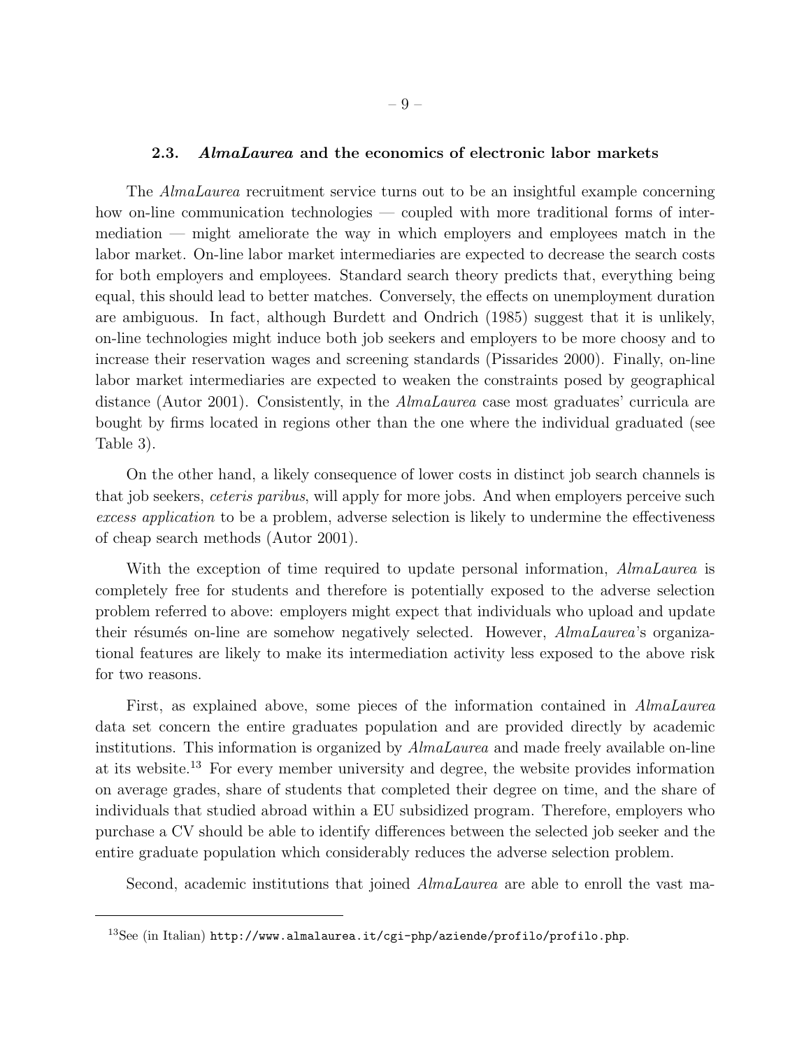### 2.3. *AlmaLaurea* and the economics of electronic labor markets

The *AlmaLaurea* recruitment service turns out to be an insightful example concerning how on-line communication technologies — coupled with more traditional forms of intermediation — might ameliorate the way in which employers and employees match in the labor market. On-line labor market intermediaries are expected to decrease the search costs for both employers and employees. Standard search theory predicts that, everything being equal, this should lead to better matches. Conversely, the effects on unemployment duration are ambiguous. In fact, although Burdett and Ondrich (1985) suggest that it is unlikely, on-line technologies might induce both job seekers and employers to be more choosy and to increase their reservation wages and screening standards (Pissarides 2000). Finally, on-line labor market intermediaries are expected to weaken the constraints posed by geographical distance (Autor 2001). Consistently, in the *AlmaLaurea* case most graduates' curricula are bought by firms located in regions other than the one where the individual graduated (see Table 3).

On the other hand, a likely consequence of lower costs in distinct job search channels is that job seekers, *ceteris paribus*, will apply for more jobs. And when employers perceive such *excess application* to be a problem, adverse selection is likely to undermine the effectiveness of cheap search methods (Autor 2001).

With the exception of time required to update personal information, *AlmaLaurea* is completely free for students and therefore is potentially exposed to the adverse selection problem referred to above: employers might expect that individuals who upload and update their résumés on-line are somehow negatively selected. However, *AlmaLaurea*'s organizational features are likely to make its intermediation activity less exposed to the above risk for two reasons.

First, as explained above, some pieces of the information contained in *AlmaLaurea* data set concern the entire graduates population and are provided directly by academic institutions. This information is organized by *AlmaLaurea* and made freely available on-line at its website.[13] For every member university and degree, the website provides information on average grades, share of students that completed their degree on time, and the share of individuals that studied abroad within a EU subsidized program. Therefore, employers who purchase a CV should be able to identify differences between the selected job seeker and the entire graduate population which considerably reduces the adverse selection problem.

Second, academic institutions that joined *AlmaLaurea* are able to enroll the vast ma-

[13] See (in Italian) `http://www.almalaurea.it/cgi-php/aziende/profilo/profilo.php`.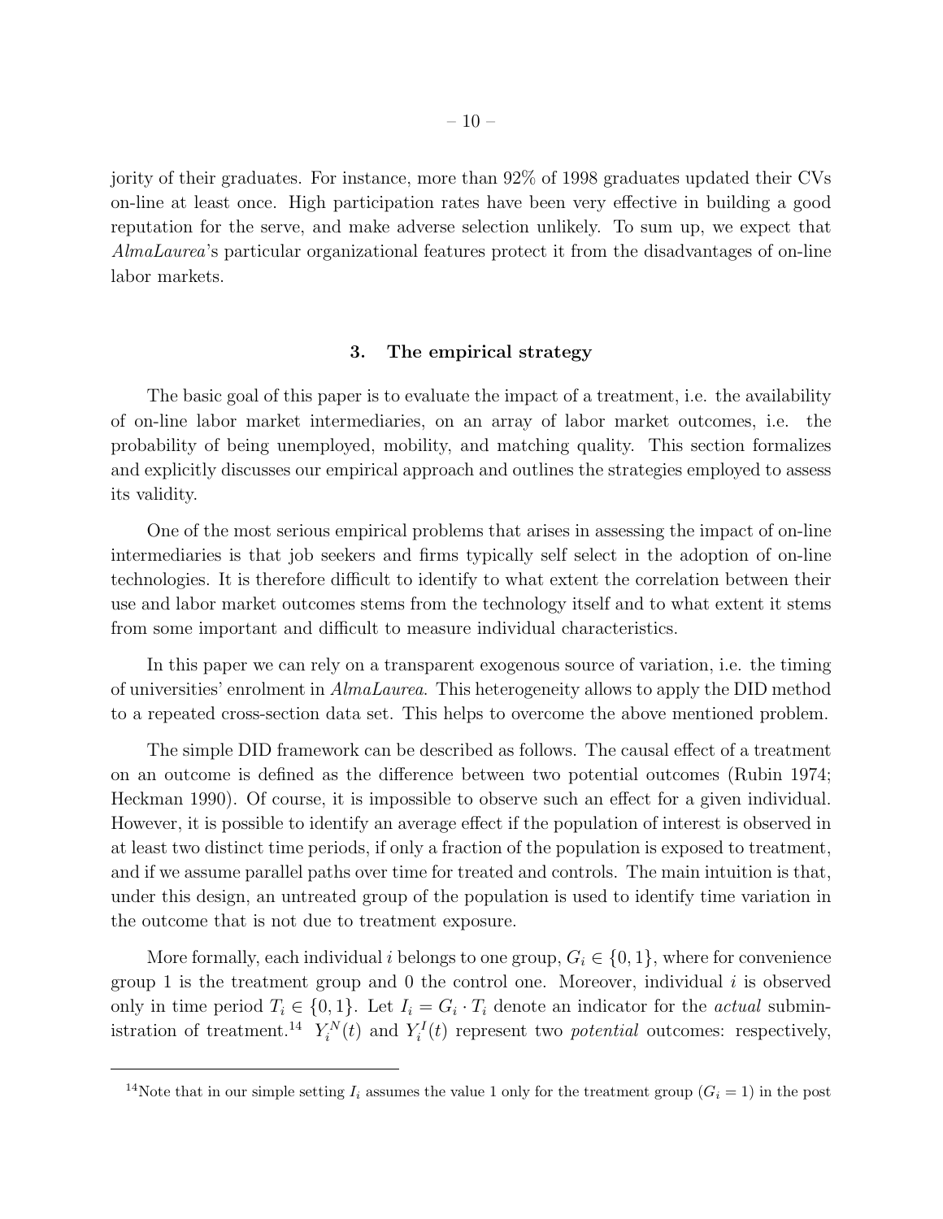jority of their graduates. For instance, more than 92% of 1998 graduates updated their CVs on-line at least once. High participation rates have been very effective in building a good reputation for the serve, and make adverse selection unlikely. To sum up, we expect that *AlmaLaurea*'s particular organizational features protect it from the disadvantages of on-line labor markets.

## 3. The empirical strategy

The basic goal of this paper is to evaluate the impact of a treatment, i.e. the availability of on-line labor market intermediaries, on an array of labor market outcomes, i.e. the probability of being unemployed, mobility, and matching quality. This section formalizes and explicitly discusses our empirical approach and outlines the strategies employed to assess its validity.

One of the most serious empirical problems that arises in assessing the impact of on-line intermediaries is that job seekers and firms typically self select in the adoption of on-line technologies. It is therefore difficult to identify to what extent the correlation between their use and labor market outcomes stems from the technology itself and to what extent it stems from some important and difficult to measure individual characteristics.

In this paper we can rely on a transparent exogenous source of variation, i.e. the timing of universities' enrolment in *AlmaLaurea*. This heterogeneity allows to apply the DID method to a repeated cross-section data set. This helps to overcome the above mentioned problem.

The simple DID framework can be described as follows. The causal effect of a treatment on an outcome is defined as the difference between two potential outcomes (Rubin 1974; Heckman 1990). Of course, it is impossible to observe such an effect for a given individual. However, it is possible to identify an average effect if the population of interest is observed in at least two distinct time periods, if only a fraction of the population is exposed to treatment, and if we assume parallel paths over time for treated and controls. The main intuition is that, under this design, an untreated group of the population is used to identify time variation in the outcome that is not due to treatment exposure.

More formally, each individual $i$ belongs to one group, $G_i \in \{0, 1\}$, where for convenience group 1 is the treatment group and 0 the control one. Moreover, individual $i$ is observed only in time period $T_i \in \{0, 1\}$. Let $I_i = G_i \cdot T_i$ denote an indicator for the *actual* subministration of treatment.[14] $Y_i^N(t)$ and $Y_i^I(t)$ represent two *potential* outcomes: respectively,

[14] Note that in our simple setting $I_i$ assumes the value 1 only for the treatment group ($G_i = 1$) in the post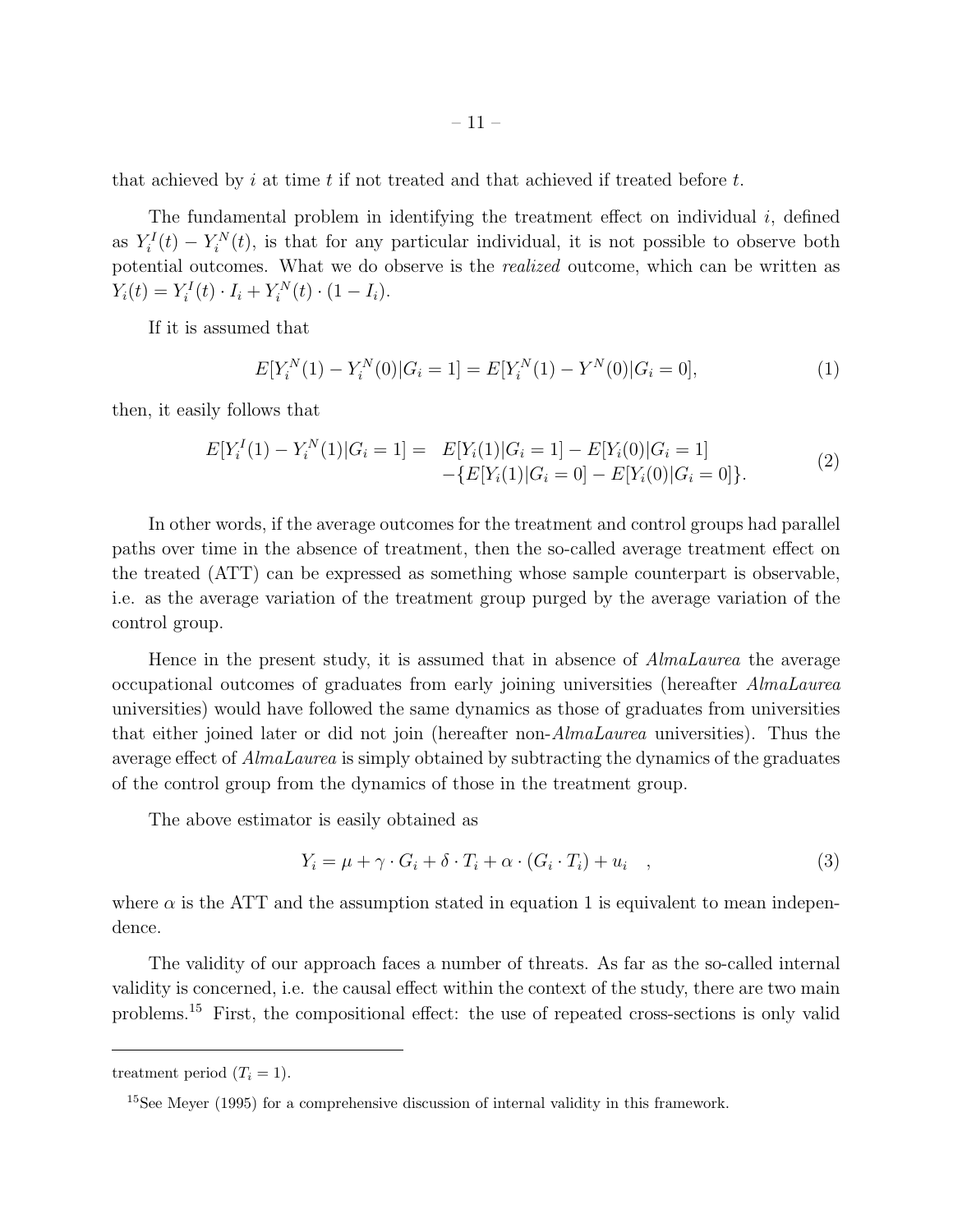that achieved by $i$ at time $t$ if not treated and that achieved if treated before $t$.

The fundamental problem in identifying the treatment effect on individual $i$, defined as $Y_i^I(t) - Y_i^N(t)$, is that for any particular individual, it is not possible to observe both potential outcomes. What we do observe is the *realized* outcome, which can be written as $Y_i(t) = Y_i^I(t) \cdot I_i + Y_i^N(t) \cdot (1 - I_i)$.

If it is assumed that

$$E[Y_i^N(1) - Y_i^N(0)|G_i = 1] = E[Y_i^N(1) - Y^N(0)|G_i = 0], \tag{1}$$

then, it easily follows that

$$\begin{aligned} E[Y_i^I(1) - Y_i^N(1)|G_i = 1] = \; & E[Y_i(1)|G_i = 1] - E[Y_i(0)|G_i = 1] \\ & -\{E[Y_i(1)|G_i = 0] - E[Y_i(0)|G_i = 0]\}. \end{aligned} \tag{2}$$

In other words, if the average outcomes for the treatment and control groups had parallel paths over time in the absence of treatment, then the so-called average treatment effect on the treated (ATT) can be expressed as something whose sample counterpart is observable, i.e. as the average variation of the treatment group purged by the average variation of the control group.

Hence in the present study, it is assumed that in absence of *AlmaLaurea* the average occupational outcomes of graduates from early joining universities (hereafter *AlmaLaurea* universities) would have followed the same dynamics as those of graduates from universities that either joined later or did not join (hereafter non-*AlmaLaurea* universities). Thus the average effect of *AlmaLaurea* is simply obtained by subtracting the dynamics of the graduates of the control group from the dynamics of those in the treatment group.

The above estimator is easily obtained as

$$Y_i = \mu + \gamma \cdot G_i + \delta \cdot T_i + \alpha \cdot (G_i \cdot T_i) + u_i \quad , \tag{3}$$

where $\alpha$ is the ATT and the assumption stated in equation 1 is equivalent to mean independence.

The validity of our approach faces a number of threats. As far as the so-called internal validity is concerned, i.e. the causal effect within the context of the study, there are two main problems.[15] First, the compositional effect: the use of repeated cross-sections is only valid

---

treatment period ($T_i = 1$).

[15] See Meyer (1995) for a comprehensive discussion of internal validity in this framework.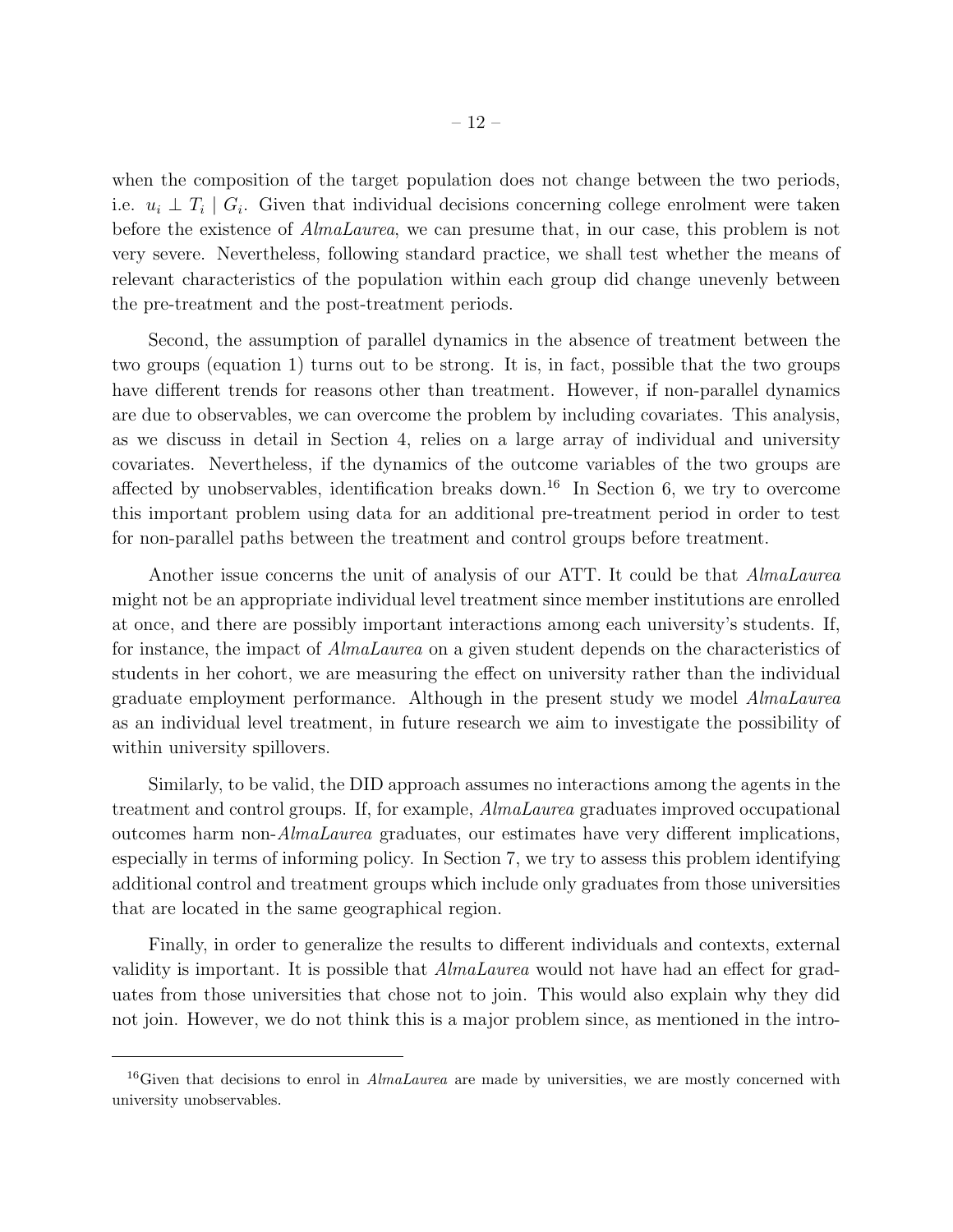when the composition of the target population does not change between the two periods, i.e. $u_i \perp T_i \mid G_i$. Given that individual decisions concerning college enrolment were taken before the existence of *AlmaLaurea*, we can presume that, in our case, this problem is not very severe. Nevertheless, following standard practice, we shall test whether the means of relevant characteristics of the population within each group did change unevenly between the pre-treatment and the post-treatment periods.

Second, the assumption of parallel dynamics in the absence of treatment between the two groups (equation 1) turns out to be strong. It is, in fact, possible that the two groups have different trends for reasons other than treatment. However, if non-parallel dynamics are due to observables, we can overcome the problem by including covariates. This analysis, as we discuss in detail in Section 4, relies on a large array of individual and university covariates. Nevertheless, if the dynamics of the outcome variables of the two groups are affected by unobservables, identification breaks down.[16] In Section 6, we try to overcome this important problem using data for an additional pre-treatment period in order to test for non-parallel paths between the treatment and control groups before treatment.

Another issue concerns the unit of analysis of our ATT. It could be that *AlmaLaurea* might not be an appropriate individual level treatment since member institutions are enrolled at once, and there are possibly important interactions among each university's students. If, for instance, the impact of *AlmaLaurea* on a given student depends on the characteristics of students in her cohort, we are measuring the effect on university rather than the individual graduate employment performance. Although in the present study we model *AlmaLaurea* as an individual level treatment, in future research we aim to investigate the possibility of within university spillovers.

Similarly, to be valid, the DID approach assumes no interactions among the agents in the treatment and control groups. If, for example, *AlmaLaurea* graduates improved occupational outcomes harm non-*AlmaLaurea* graduates, our estimates have very different implications, especially in terms of informing policy. In Section 7, we try to assess this problem identifying additional control and treatment groups which include only graduates from those universities that are located in the same geographical region.

Finally, in order to generalize the results to different individuals and contexts, external validity is important. It is possible that *AlmaLaurea* would not have had an effect for graduates from those universities that chose not to join. This would also explain why they did not join. However, we do not think this is a major problem since, as mentioned in the intro-

---

[16] Given that decisions to enrol in *AlmaLaurea* are made by universities, we are mostly concerned with university unobservables.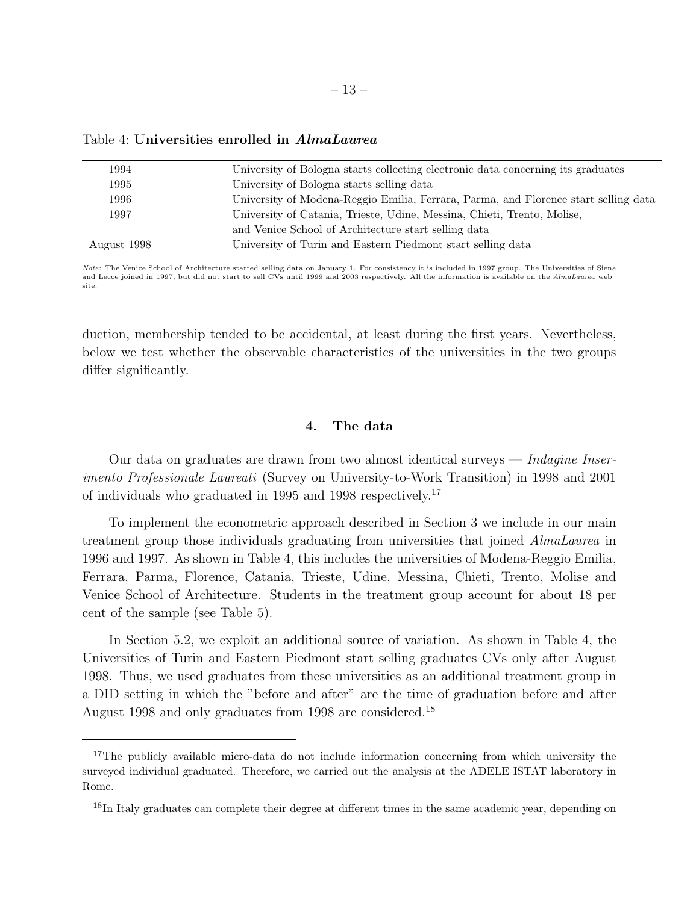Table 4: **Universities enrolled in *AlmaLaurea***

| | |
|---|---|
| 1994 | University of Bologna starts collecting electronic data concerning its graduates |
| 1995 | University of Bologna starts selling data |
| 1996 | University of Modena-Reggio Emilia, Ferrara, Parma, and Florence start selling data |
| 1997 | University of Catania, Trieste, Udine, Messina, Chieti, Trento, Molise, and Venice School of Architecture start selling data |
| August 1998 | University of Turin and Eastern Piedmont start selling data |

*Note*: The Venice School of Architecture started selling data on January 1. For consistency it is included in 1997 group. The Universities of Siena and Lecce joined in 1997, but did not start to sell CVs until 1999 and 2003 respectively. All the information is available on the *AlmaLaurea* web site.

duction, membership tended to be accidental, at least during the first years. Nevertheless, below we test whether the observable characteristics of the universities in the two groups differ significantly.

## 4. The data

Our data on graduates are drawn from two almost identical surveys — *Indagine Inserimento Professionale Laureati* (Survey on University-to-Work Transition) in 1998 and 2001 of individuals who graduated in 1995 and 1998 respectively.[17]

To implement the econometric approach described in Section 3 we include in our main treatment group those individuals graduating from universities that joined *AlmaLaurea* in 1996 and 1997. As shown in Table 4, this includes the universities of Modena-Reggio Emilia, Ferrara, Parma, Florence, Catania, Trieste, Udine, Messina, Chieti, Trento, Molise and Venice School of Architecture. Students in the treatment group account for about 18 per cent of the sample (see Table 5).

In Section 5.2, we exploit an additional source of variation. As shown in Table 4, the Universities of Turin and Eastern Piedmont start selling graduates CVs only after August 1998. Thus, we used graduates from these universities as an additional treatment group in a DID setting in which the "before and after" are the time of graduation before and after August 1998 and only graduates from 1998 are considered.[18]

---

[17] The publicly available micro-data do not include information concerning from which university the surveyed individual graduated. Therefore, we carried out the analysis at the ADELE ISTAT laboratory in Rome.

[18] In Italy graduates can complete their degree at different times in the same academic year, depending on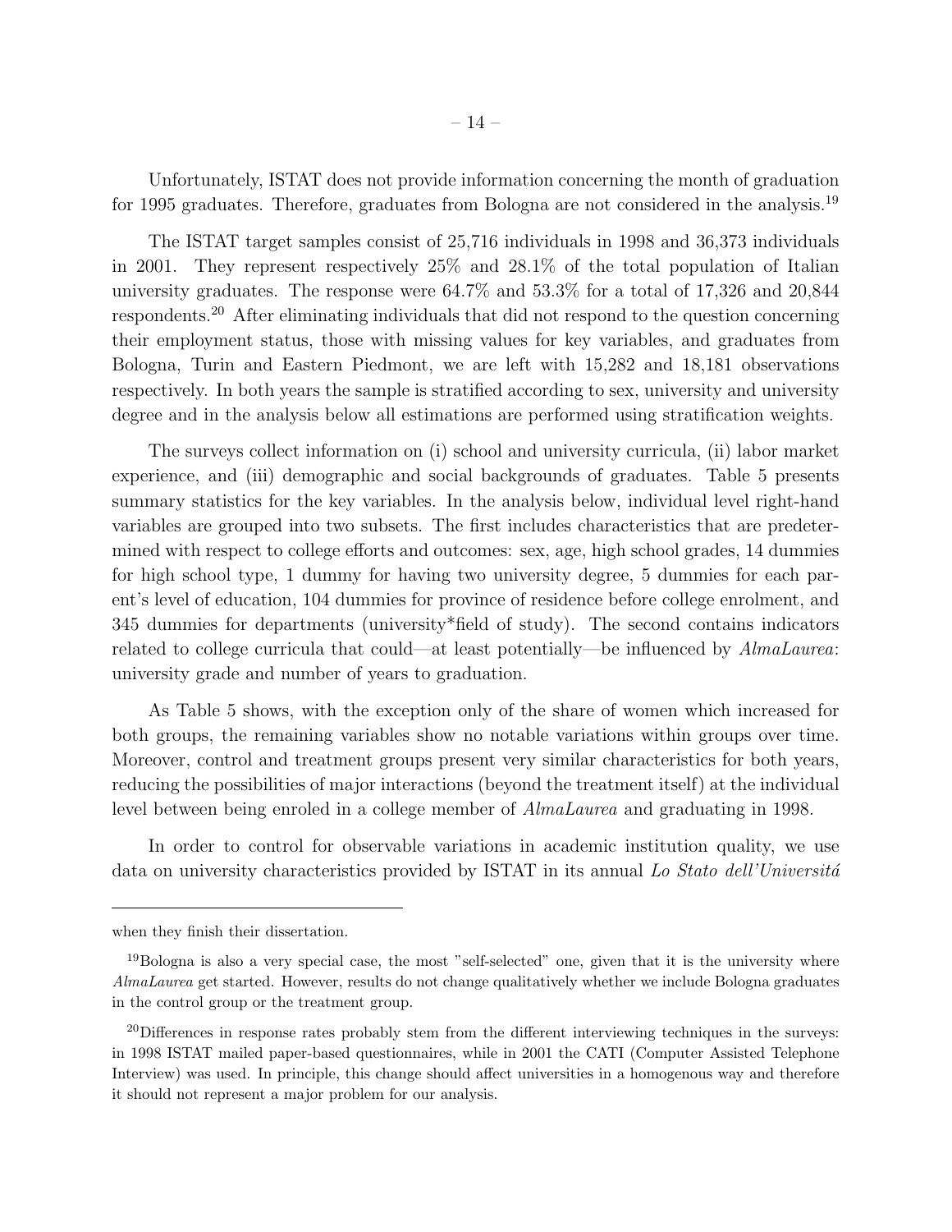Unfortunately, ISTAT does not provide information concerning the month of graduation for 1995 graduates. Therefore, graduates from Bologna are not considered in the analysis.[19]

The ISTAT target samples consist of 25,716 individuals in 1998 and 36,373 individuals in 2001. They represent respectively 25% and 28.1% of the total population of Italian university graduates. The response were 64.7% and 53.3% for a total of 17,326 and 20,844 respondents.[20] After eliminating individuals that did not respond to the question concerning their employment status, those with missing values for key variables, and graduates from Bologna, Turin and Eastern Piedmont, we are left with 15,282 and 18,181 observations respectively. In both years the sample is stratified according to sex, university and university degree and in the analysis below all estimations are performed using stratification weights.

The surveys collect information on (i) school and university curricula, (ii) labor market experience, and (iii) demographic and social backgrounds of graduates. Table 5 presents summary statistics for the key variables. In the analysis below, individual level right-hand variables are grouped into two subsets. The first includes characteristics that are predetermined with respect to college efforts and outcomes: sex, age, high school grades, 14 dummies for high school type, 1 dummy for having two university degree, 5 dummies for each parent's level of education, 104 dummies for province of residence before college enrolment, and 345 dummies for departments (university*field of study). The second contains indicators related to college curricula that could—at least potentially—be influenced by *AlmaLaurea*: university grade and number of years to graduation.

As Table 5 shows, with the exception only of the share of women which increased for both groups, the remaining variables show no notable variations within groups over time. Moreover, control and treatment groups present very similar characteristics for both years, reducing the possibilities of major interactions (beyond the treatment itself) at the individual level between being enroled in a college member of *AlmaLaurea* and graduating in 1998.

In order to control for observable variations in academic institution quality, we use data on university characteristics provided by ISTAT in its annual *Lo Stato dell'Universitá*

---

when they finish their dissertation.

[19] Bologna is also a very special case, the most "self-selected" one, given that it is the university where *AlmaLaurea* get started. However, results do not change qualitatively whether we include Bologna graduates in the control group or the treatment group.

[20] Differences in response rates probably stem from the different interviewing techniques in the surveys: in 1998 ISTAT mailed paper-based questionnaires, while in 2001 the CATI (Computer Assisted Telephone Interview) was used. In principle, this change should affect universities in a homogenous way and therefore it should not represent a major problem for our analysis.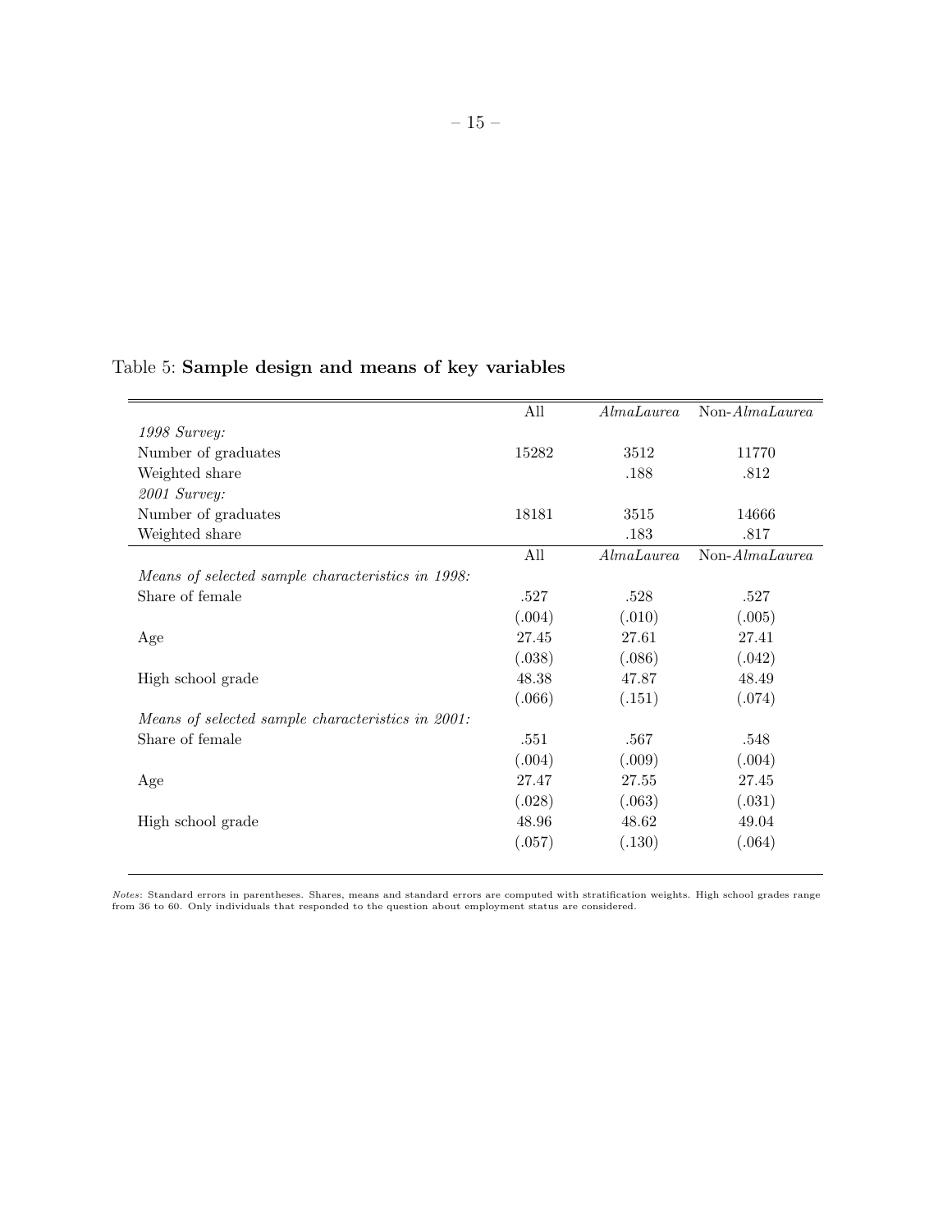Table 5: **Sample design and means of key variables**

| | All | *AlmaLaurea* | Non-*AlmaLaurea* |
|---|---|---|---|
| *1998 Survey:* | | | |
| Number of graduates | 15282 | 3512 | 11770 |
| Weighted share | | .188 | .812 |
| *2001 Survey:* | | | |
| Number of graduates | 18181 | 3515 | 14666 |
| Weighted share | | .183 | .817 |
| | All | *AlmaLaurea* | Non-*AlmaLaurea* |
| *Means of selected sample characteristics in 1998:* | | | |
| Share of female | .527 | .528 | .527 |
| | (.004) | (.010) | (.005) |
| Age | 27.45 | 27.61 | 27.41 |
| | (.038) | (.086) | (.042) |
| High school grade | 48.38 | 47.87 | 48.49 |
| | (.066) | (.151) | (.074) |
| *Means of selected sample characteristics in 2001:* | | | |
| Share of female | .551 | .567 | .548 |
| | (.004) | (.009) | (.004) |
| Age | 27.47 | 27.55 | 27.45 |
| | (.028) | (.063) | (.031) |
| High school grade | 48.96 | 48.62 | 49.04 |
| | (.057) | (.130) | (.064) |

*Notes*: Standard errors in parentheses. Shares, means and standard errors are computed with stratification weights. High school grades range from 36 to 60. Only individuals that responded to the question about employment status are considered.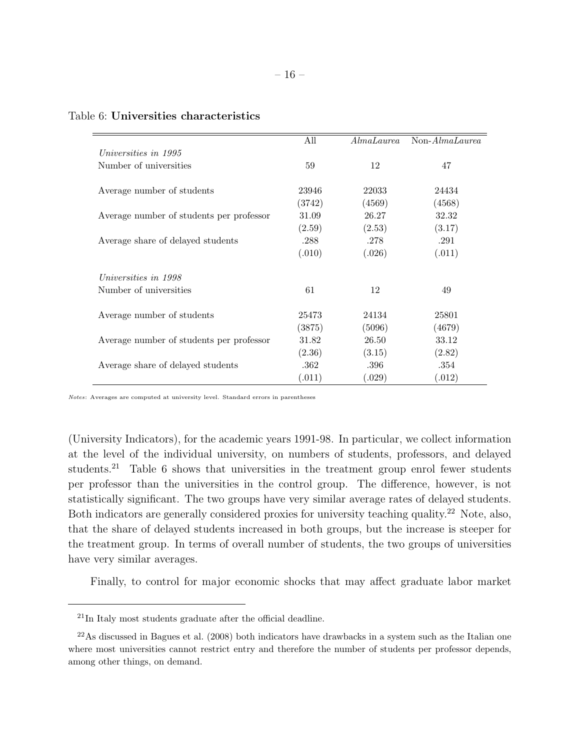Table 6: **Universities characteristics**

| | All | *AlmaLaurea* | Non-*AlmaLaurea* |
|---|---|---|---|
| *Universities in 1995* | | | |
| Number of universities | 59 | 12 | 47 |
| Average number of students | 23946 | 22033 | 24434 |
| | (3742) | (4569) | (4568) |
| Average number of students per professor | 31.09 | 26.27 | 32.32 |
| | (2.59) | (2.53) | (3.17) |
| Average share of delayed students | .288 | .278 | .291 |
| | (.010) | (.026) | (.011) |
| *Universities in 1998* | | | |
| Number of universities | 61 | 12 | 49 |
| Average number of students | 25473 | 24134 | 25801 |
| | (3875) | (5096) | (4679) |
| Average number of students per professor | 31.82 | 26.50 | 33.12 |
| | (2.36) | (3.15) | (2.82) |
| Average share of delayed students | .362 | .396 | .354 |
| | (.011) | (.029) | (.012) |

*Notes*: Averages are computed at university level. Standard errors in parentheses

(University Indicators), for the academic years 1991-98. In particular, we collect information at the level of the individual university, on numbers of students, professors, and delayed students.[21] Table 6 shows that universities in the treatment group enrol fewer students per professor than the universities in the control group. The difference, however, is not statistically significant. The two groups have very similar average rates of delayed students. Both indicators are generally considered proxies for university teaching quality.[22] Note, also, that the share of delayed students increased in both groups, but the increase is steeper for the treatment group. In terms of overall number of students, the two groups of universities have very similar averages.

Finally, to control for major economic shocks that may affect graduate labor market

[21] In Italy most students graduate after the official deadline.

[22] As discussed in Bagues et al. (2008) both indicators have drawbacks in a system such as the Italian one where most universities cannot restrict entry and therefore the number of students per professor depends, among other things, on demand.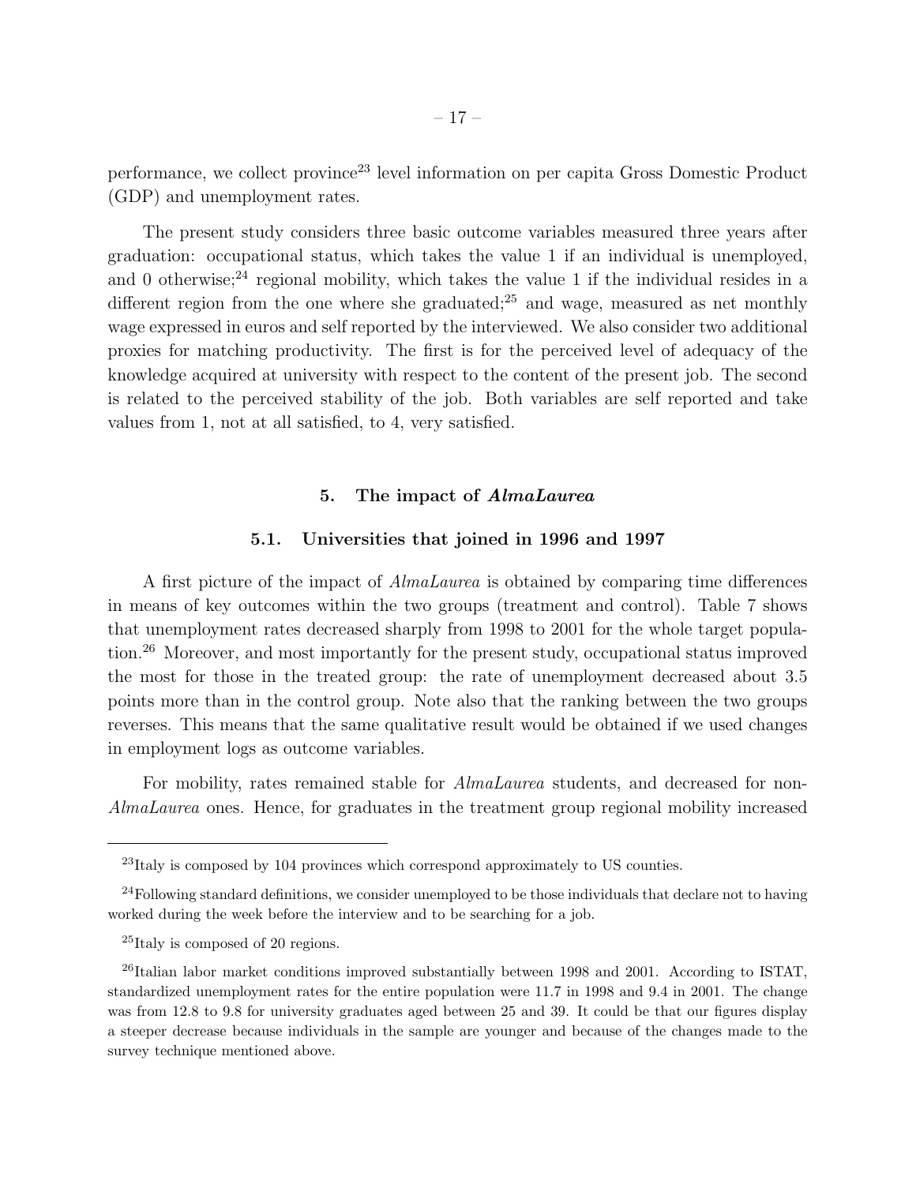performance, we collect province[23] level information on per capita Gross Domestic Product (GDP) and unemployment rates.

The present study considers three basic outcome variables measured three years after graduation: occupational status, which takes the value 1 if an individual is unemployed, and 0 otherwise;[24] regional mobility, which takes the value 1 if the individual resides in a different region from the one where she graduated;[25] and wage, measured as net monthly wage expressed in euros and self reported by the interviewed. We also consider two additional proxies for matching productivity. The first is for the perceived level of adequacy of the knowledge acquired at university with respect to the content of the present job. The second is related to the perceived stability of the job. Both variables are self reported and take values from 1, not at all satisfied, to 4, very satisfied.

## 5. The impact of *AlmaLaurea*

### 5.1. Universities that joined in 1996 and 1997

A first picture of the impact of *AlmaLaurea* is obtained by comparing time differences in means of key outcomes within the two groups (treatment and control). Table 7 shows that unemployment rates decreased sharply from 1998 to 2001 for the whole target population.[26] Moreover, and most importantly for the present study, occupational status improved the most for those in the treated group: the rate of unemployment decreased about 3.5 points more than in the control group. Note also that the ranking between the two groups reverses. This means that the same qualitative result would be obtained if we used changes in employment logs as outcome variables.

For mobility, rates remained stable for *AlmaLaurea* students, and decreased for non-*AlmaLaurea* ones. Hence, for graduates in the treatment group regional mobility increased

---

[23] Italy is composed by 104 provinces which correspond approximately to US counties.

[24] Following standard definitions, we consider unemployed to be those individuals that declare not to having worked during the week before the interview and to be searching for a job.

[25] Italy is composed of 20 regions.

[26] Italian labor market conditions improved substantially between 1998 and 2001. According to ISTAT, standardized unemployment rates for the entire population were 11.7 in 1998 and 9.4 in 2001. The change was from 12.8 to 9.8 for university graduates aged between 25 and 39. It could be that our figures display a steeper decrease because individuals in the sample are younger and because of the changes made to the survey technique mentioned above.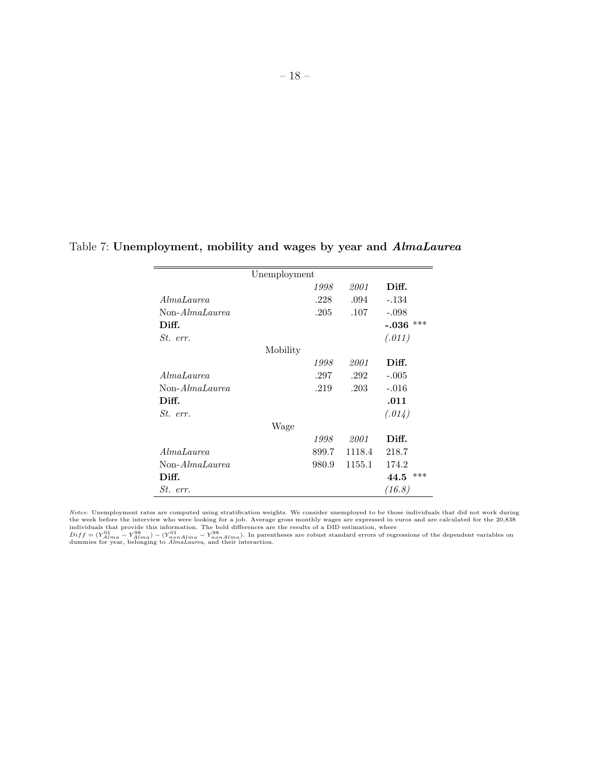Table 7: **Unemployment, mobility and wages by year and *AlmaLaurea***

| | Unemployment | | |
|---|---|---|---|
| | *1998* | *2001* | **Diff.** |
| *AlmaLaurea* | .228 | .094 | -.134 |
| Non-*AlmaLaurea* | .205 | .107 | -.098 |
| **Diff.** | | | **-.036** *** |
| *St. err.* | | | *(.011)* |
| | **Mobility** | | |
| | *1998* | *2001* | **Diff.** |
| *AlmaLaurea* | .297 | .292 | -.005 |
| Non-*AlmaLaurea* | .219 | .203 | -.016 |
| **Diff.** | | | **.011** |
| *St. err.* | | | *(.014)* |
| | **Wage** | | |
| | *1998* | *2001* | **Diff.** |
| *AlmaLaurea* | 899.7 | 1118.4 | 218.7 |
| Non-*AlmaLaurea* | 980.9 | 1155.1 | 174.2 |
| **Diff.** | | | **44.5** *** |
| *St. err.* | | | *(16.8)* |

*Notes*: Unemployment rates are computed using stratification weights. We consider unemployed to be those individuals that did not work during the week before the interview who were looking for a job. Average gross monthly wages are expressed in euros and are calculated for the 20,838 individuals that provide this information. The bold differences are the results of a DID estimation, where $Diff = (Y^{01}_{Alma} - Y^{98}_{Alma}) - (Y^{01}_{nonAlma} - Y^{98}_{nonAlma})$. In parentheses are robust standard errors of regressions of the dependent variables on dummies for year, belonging to *AlmaLaurea*, and their interaction.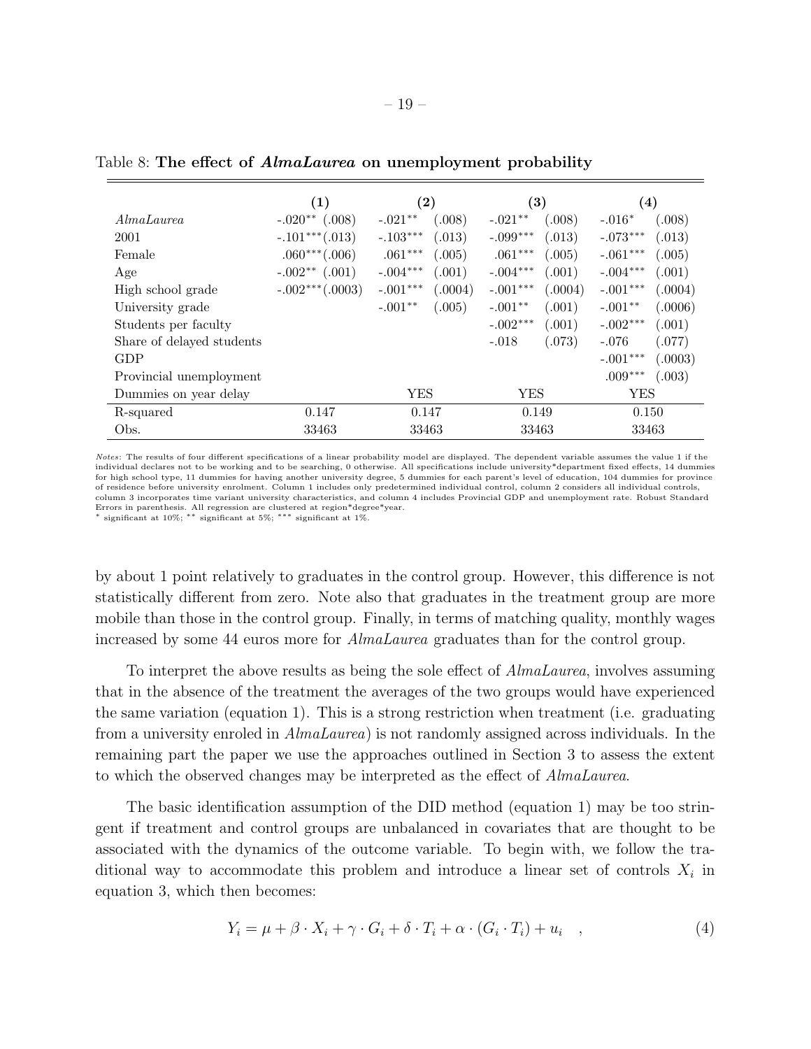Table 8: **The effect of *AlmaLaurea* on unemployment probability**

| | (1) | | (2) | | (3) | | (4) | |
|---|---|---|---|---|---|---|---|---|
| *AlmaLaurea* | -.020** | (.008) | -.021** | (.008) | -.021** | (.008) | -.016* | (.008) |
| 2001 | -.101*** | (.013) | -.103*** | (.013) | -.099*** | (.013) | -.073*** | (.013) |
| Female | .060*** | (.006) | .061*** | (.005) | .061*** | (.005) | -.061*** | (.005) |
| Age | -.002** | (.001) | -.004*** | (.001) | -.004*** | (.001) | -.004*** | (.001) |
| High school grade | -.002*** | (.0003) | -.001*** | (.0004) | -.001*** | (.0004) | -.001*** | (.0004) |
| University grade | | | -.001** | (.005) | -.001** | (.001) | -.001** | (.0006) |
| Students per faculty | | | | | -.002*** | (.001) | -.002*** | (.001) |
| Share of delayed students | | | | | -.018 | (.073) | -.076 | (.077) |
| GDP | | | | | | | -.001*** | (.0003) |
| Provincial unemployment | | | | | | | .009*** | (.003) |
| Dummies on year delay | | | YES | | YES | | YES | |
| R-squared | 0.147 | | 0.147 | | 0.149 | | 0.150 | |
| Obs. | 33463 | | 33463 | | 33463 | | 33463 | |

*Notes*: The results of four different specifications of a linear probability model are displayed. The dependent variable assumes the value 1 if the individual declares not to be working and to be searching, 0 otherwise. All specifications include university*department fixed effects, 14 dummies for high school type, 11 dummies for having another university degree, 5 dummies for each parent's level of education, 104 dummies for province of residence before university enrolment. Column 1 includes only predetermined individual control, column 2 considers all individual controls, column 3 incorporates time variant university characteristics, and column 4 includes Provincial GDP and unemployment rate. Robust Standard Errors in parenthesis. All regression are clustered at region*degree*year.
\* significant at 10%; ** significant at 5%; *** significant at 1%.

by about 1 point relatively to graduates in the control group. However, this difference is not statistically different from zero. Note also that graduates in the treatment group are more mobile than those in the control group. Finally, in terms of matching quality, monthly wages increased by some 44 euros more for *AlmaLaurea* graduates than for the control group.

To interpret the above results as being the sole effect of *AlmaLaurea*, involves assuming that in the absence of the treatment the averages of the two groups would have experienced the same variation (equation 1). This is a strong restriction when treatment (i.e. graduating from a university enroled in *AlmaLaurea*) is not randomly assigned across individuals. In the remaining part the paper we use the approaches outlined in Section 3 to assess the extent to which the observed changes may be interpreted as the effect of *AlmaLaurea*.

The basic identification assumption of the DID method (equation 1) may be too stringent if treatment and control groups are unbalanced in covariates that are thought to be associated with the dynamics of the outcome variable. To begin with, we follow the traditional way to accommodate this problem and introduce a linear set of controls $X_i$ in equation 3, which then becomes:

$$Y_i = \mu + \beta \cdot X_i + \gamma \cdot G_i + \delta \cdot T_i + \alpha \cdot (G_i \cdot T_i) + u_i \quad , \tag{4}$$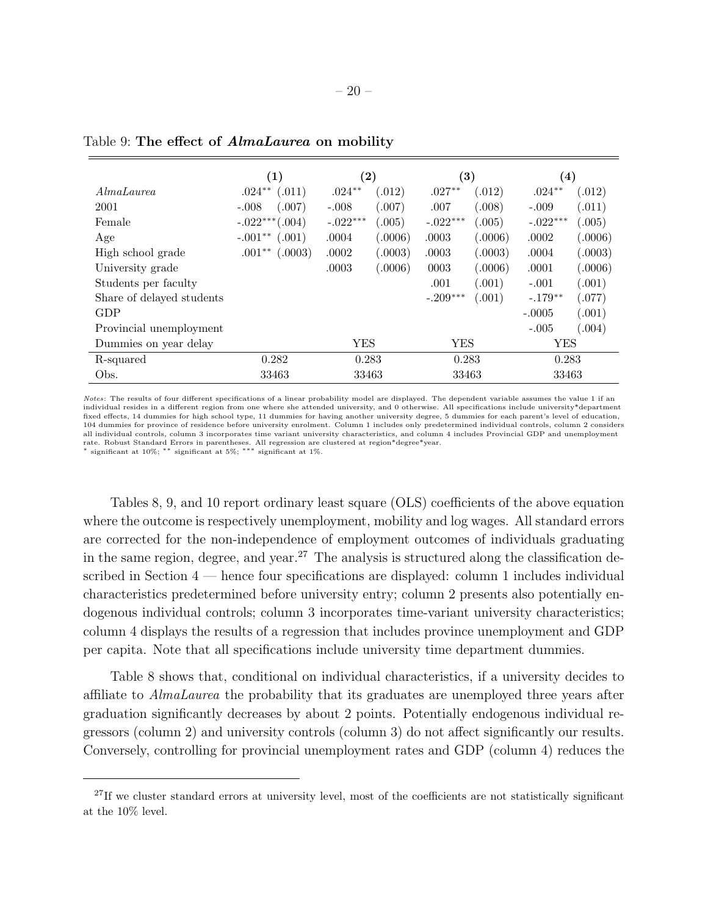Table 9: **The effect of *AlmaLaurea* on mobility**

| | (1) | | (2) | | (3) | | (4) | |
|---|---|---|---|---|---|---|---|---|
| *AlmaLaurea* | .024** | (.011) | .024** | (.012) | .027** | (.012) | .024** | (.012) |
| 2001 | -.008 | (.007) | -.008 | (.007) | .007 | (.008) | -.009 | (.011) |
| Female | -.022*** | (.004) | -.022*** | (.005) | -.022*** | (.005) | -.022*** | (.005) |
| Age | -.001** | (.001) | .0004 | (.0006) | .0003 | (.0006) | .0002 | (.0006) |
| High school grade | .001** | (.0003) | .0002 | (.0003) | .0003 | (.0003) | .0004 | (.0003) |
| University grade | | | .0003 | (.0006) | 0003 | (.0006) | .0001 | (.0006) |
| Students per faculty | | | | | .001 | (.001) | -.001 | (.001) |
| Share of delayed students | | | | | -.209*** | (.001) | -.179** | (.077) |
| GDP | | | | | | | -.0005 | (.001) |
| Provincial unemployment | | | | | | | -.005 | (.004) |
| Dummies on year delay | | | YES | | YES | | YES | |
| R-squared | 0.282 | | 0.283 | | 0.283 | | 0.283 | |
| Obs. | 33463 | | 33463 | | 33463 | | 33463 | |

*Notes*: The results of four different specifications of a linear probability model are displayed. The dependent variable assumes the value 1 if an individual resides in a different region from one where she attended university, and 0 otherwise. All specifications include university*department fixed effects, 14 dummies for high school type, 11 dummies for having another university degree, 5 dummies for each parent's level of education, 104 dummies for province of residence before university enrolment. Column 1 includes only predetermined individual controls, column 2 considers all individual controls, column 3 incorporates time variant university characteristics, and column 4 includes Provincial GDP and unemployment rate. Robust Standard Errors in parentheses. All regression are clustered at region*degree*year.
\* significant at 10%; ** significant at 5%; *** significant at 1%.

Tables 8, 9, and 10 report ordinary least square (OLS) coefficients of the above equation where the outcome is respectively unemployment, mobility and log wages. All standard errors are corrected for the non-independence of employment outcomes of individuals graduating in the same region, degree, and year.[27] The analysis is structured along the classification described in Section 4 — hence four specifications are displayed: column 1 includes individual characteristics predetermined before university entry; column 2 presents also potentially endogenous individual controls; column 3 incorporates time-variant university characteristics; column 4 displays the results of a regression that includes province unemployment and GDP per capita. Note that all specifications include university time department dummies.

Table 8 shows that, conditional on individual characteristics, if a university decides to affiliate to *AlmaLaurea* the probability that its graduates are unemployed three years after graduation significantly decreases by about 2 points. Potentially endogenous individual regressors (column 2) and university controls (column 3) do not affect significantly our results. Conversely, controlling for provincial unemployment rates and GDP (column 4) reduces the

[27] If we cluster standard errors at university level, most of the coefficients are not statistically significant at the 10% level.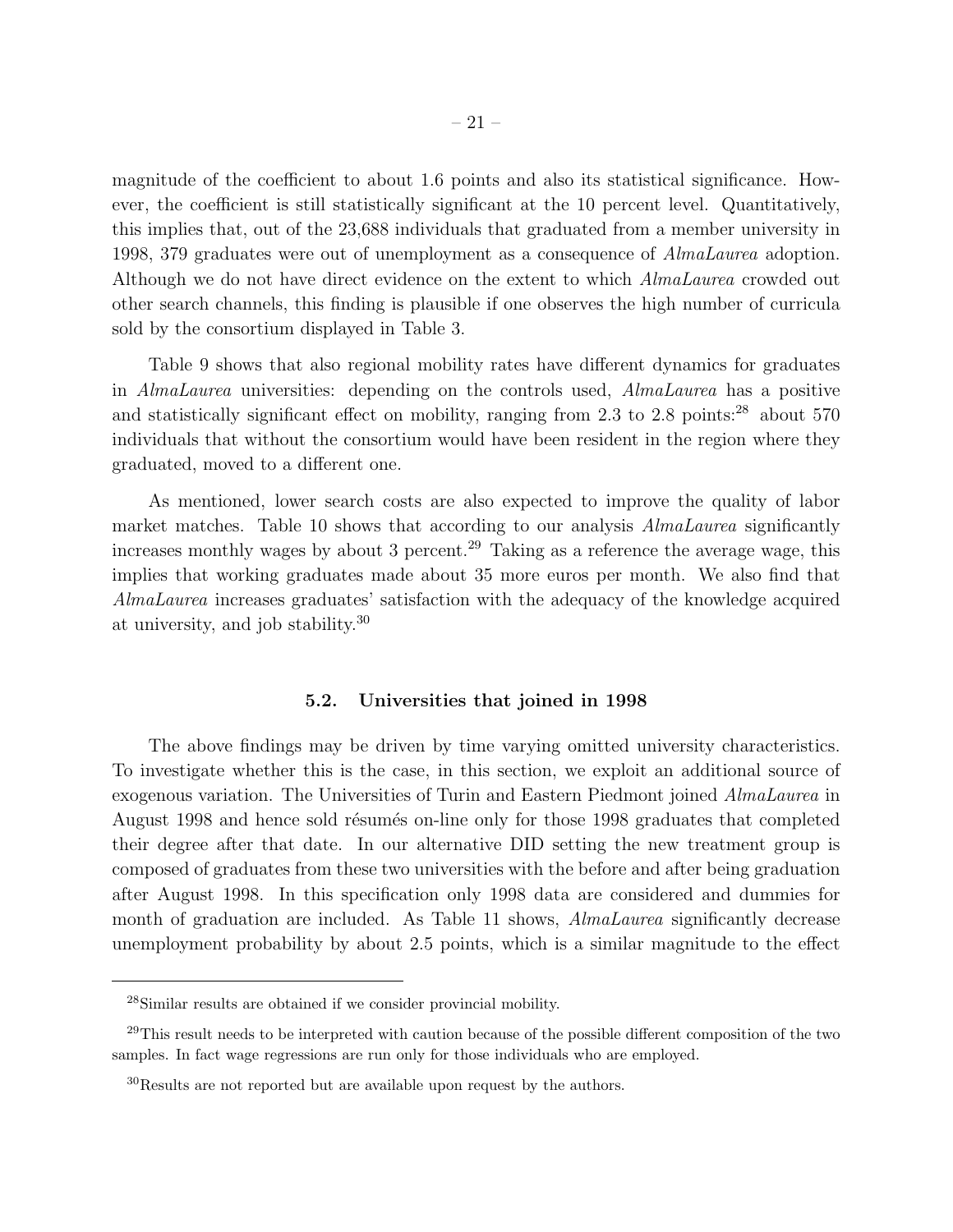magnitude of the coefficient to about 1.6 points and also its statistical significance. However, the coefficient is still statistically significant at the 10 percent level. Quantitatively, this implies that, out of the 23,688 individuals that graduated from a member university in 1998, 379 graduates were out of unemployment as a consequence of *AlmaLaurea* adoption. Although we do not have direct evidence on the extent to which *AlmaLaurea* crowded out other search channels, this finding is plausible if one observes the high number of curricula sold by the consortium displayed in Table 3.

Table 9 shows that also regional mobility rates have different dynamics for graduates in *AlmaLaurea* universities: depending on the controls used, *AlmaLaurea* has a positive and statistically significant effect on mobility, ranging from 2.3 to 2.8 points:[28] about 570 individuals that without the consortium would have been resident in the region where they graduated, moved to a different one.

As mentioned, lower search costs are also expected to improve the quality of labor market matches. Table 10 shows that according to our analysis *AlmaLaurea* significantly increases monthly wages by about 3 percent.[29] Taking as a reference the average wage, this implies that working graduates made about 35 more euros per month. We also find that *AlmaLaurea* increases graduates' satisfaction with the adequacy of the knowledge acquired at university, and job stability.[30]

### 5.2. Universities that joined in 1998

The above findings may be driven by time varying omitted university characteristics. To investigate whether this is the case, in this section, we exploit an additional source of exogenous variation. The Universities of Turin and Eastern Piedmont joined *AlmaLaurea* in August 1998 and hence sold résumés on-line only for those 1998 graduates that completed their degree after that date. In our alternative DID setting the new treatment group is composed of graduates from these two universities with the before and after being graduation after August 1998. In this specification only 1998 data are considered and dummies for month of graduation are included. As Table 11 shows, *AlmaLaurea* significantly decrease unemployment probability by about 2.5 points, which is a similar magnitude to the effect

---

[28] Similar results are obtained if we consider provincial mobility.

[29] This result needs to be interpreted with caution because of the possible different composition of the two samples. In fact wage regressions are run only for those individuals who are employed.

[30] Results are not reported but are available upon request by the authors.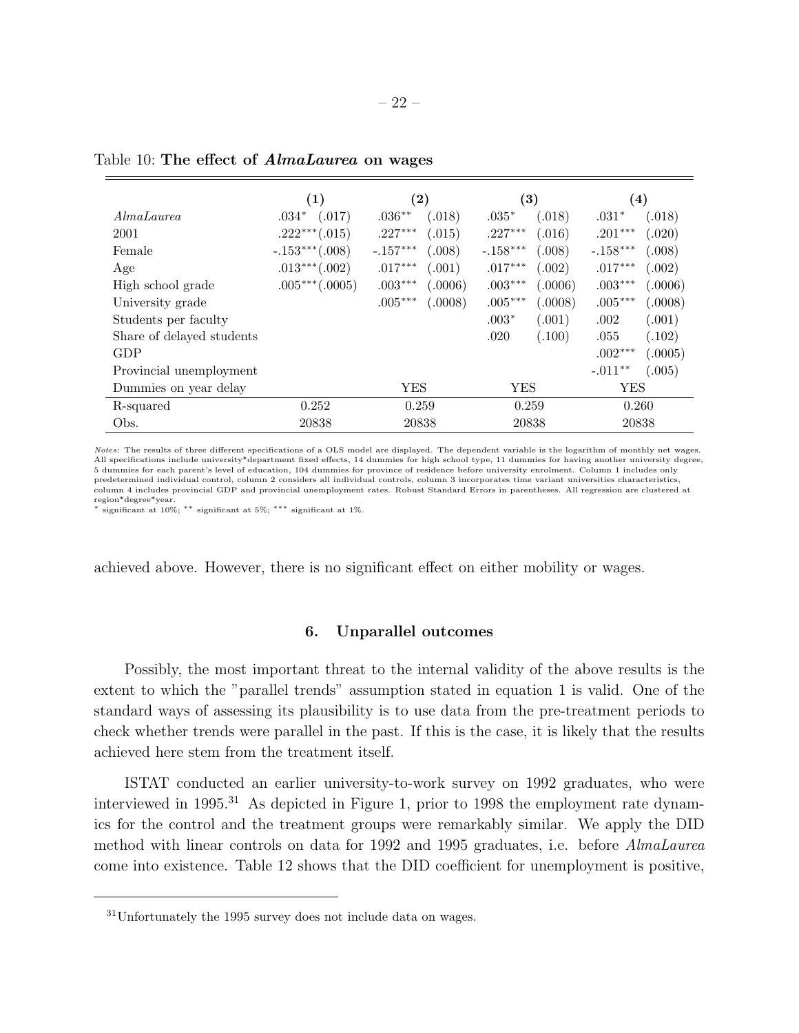Table 10: **The effect of *AlmaLaurea* on wages**

| | **(1)** | | **(2)** | | **(3)** | | **(4)** | |
|---|---|---|---|---|---|---|---|---|
| *AlmaLaurea* | .034* | (.017) | .036** | (.018) | .035* | (.018) | .031* | (.018) |
| 2001 | .222*** | (.015) | .227*** | (.015) | .227*** | (.016) | .201*** | (.020) |
| Female | -.153*** | (.008) | -.157*** | (.008) | -.158*** | (.008) | -.158*** | (.008) |
| Age | .013*** | (.002) | .017*** | (.001) | .017*** | (.002) | .017*** | (.002) |
| High school grade | .005*** | (.0005) | .003*** | (.0006) | .003*** | (.0006) | .003*** | (.0006) |
| University grade | | | .005*** | (.0008) | .005*** | (.0008) | .005*** | (.0008) |
| Students per faculty | | | | | .003* | (.001) | .002 | (.001) |
| Share of delayed students | | | | | .020 | (.100) | .055 | (.102) |
| GDP | | | | | | | .002*** | (.0005) |
| Provincial unemployment | | | | | | | -.011** | (.005) |
| Dummies on year delay | | | YES | | YES | | YES | |
| R-squared | 0.252 | | 0.259 | | 0.259 | | 0.260 | |
| Obs. | 20838 | | 20838 | | 20838 | | 20838 | |

*Notes*: The results of three different specifications of a OLS model are displayed. The dependent variable is the logarithm of monthly net wages. All specifications include university*department fixed effects, 14 dummies for high school type, 11 dummies for having another university degree, 5 dummies for each parent's level of education, 104 dummies for province of residence before university enrolment. Column 1 includes only predetermined individual control, column 2 considers all individual controls, column 3 incorporates time variant universities characteristics, column 4 includes provincial GDP and provincial unemployment rates. Robust Standard Errors in parentheses. All regression are clustered at region*degree*year.
* significant at 10%; ** significant at 5%; *** significant at 1%.

achieved above. However, there is no significant effect on either mobility or wages.

## 6. Unparallel outcomes

Possibly, the most important threat to the internal validity of the above results is the extent to which the "parallel trends" assumption stated in equation 1 is valid. One of the standard ways of assessing its plausibility is to use data from the pre-treatment periods to check whether trends were parallel in the past. If this is the case, it is likely that the results achieved here stem from the treatment itself.

ISTAT conducted an earlier university-to-work survey on 1992 graduates, who were interviewed in 1995.[31] As depicted in Figure 1, prior to 1998 the employment rate dynamics for the control and the treatment groups were remarkably similar. We apply the DID method with linear controls on data for 1992 and 1995 graduates, i.e. before *AlmaLaurea* come into existence. Table 12 shows that the DID coefficient for unemployment is positive,

[31] Unfortunately the 1995 survey does not include data on wages.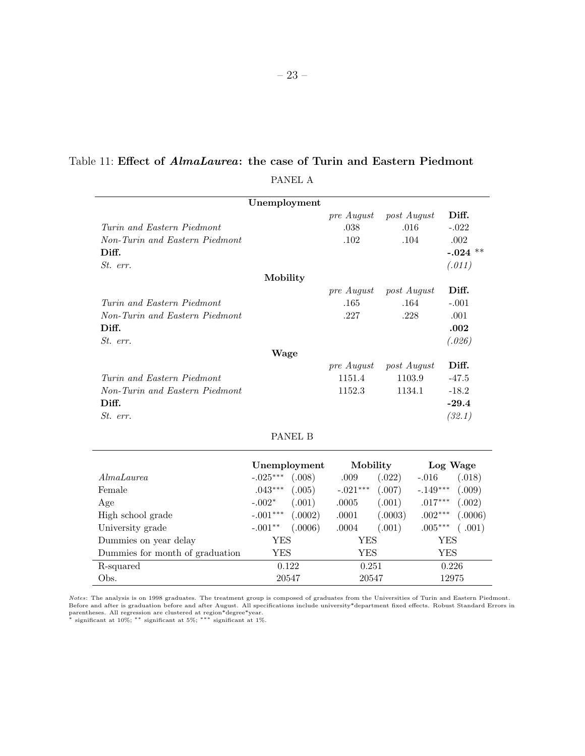Table 11: **Effect of *AlmaLaurea*: the case of Turin and Eastern Piedmont**

PANEL A

| **Unemployment** | *pre August* | *post August* | **Diff.** |
|---|---|---|---|
| *Turin and Eastern Piedmont* | .038 | .016 | -.022 |
| *Non-Turin and Eastern Piedmont* | .102 | .104 | .002 |
| **Diff.** | | | **-.024** ** |
| *St. err.* | | | *(.011)* |
| **Mobility** | *pre August* | *post August* | **Diff.** |
| *Turin and Eastern Piedmont* | .165 | .164 | -.001 |
| *Non-Turin and Eastern Piedmont* | .227 | .228 | .001 |
| **Diff.** | | | **.002** |
| *St. err.* | | | *(.026)* |
| **Wage** | *pre August* | *post August* | **Diff.** |
| *Turin and Eastern Piedmont* | 1151.4 | 1103.9 | -47.5 |
| *Non-Turin and Eastern Piedmont* | 1152.3 | 1134.1 | -18.2 |
| **Diff.** | | | **-29.4** |
| *St. err.* | | | *(32.1)* |

PANEL B

| | **Unemployment** | | **Mobility** | | **Log Wage** | |
|---|---|---|---|---|---|---|
| *AlmaLaurea* | -.025*** | (.008) | .009 | (.022) | -.016 | (.018) |
| Female | .043*** | (.005) | -.021*** | (.007) | -.149*** | (.009) |
| Age | -.002* | (.001) | .0005 | (.001) | .017*** | (.002) |
| High school grade | -.001*** | (.0002) | .0001 | (.0003) | .002*** | (.0006) |
| University grade | -.001** | (.0006) | .0004 | (.001) | .005*** | (.001) |
| Dummies on year delay | YES | | YES | | YES | |
| Dummies for month of graduation | YES | | YES | | YES | |
| R-squared | 0.122 | | 0.251 | | 0.226 | |
| Obs. | 20547 | | 20547 | | 12975 | |

*Notes*: The analysis is on 1998 graduates. The treatment group is composed of graduates from the Universities of Turin and Eastern Piedmont. Before and after is graduation before and after August. All specifications include university*department fixed effects. Robust Standard Errors in parentheses. All regression are clustered at region*degree*year.
* significant at 10%; ** significant at 5%; *** significant at 1%.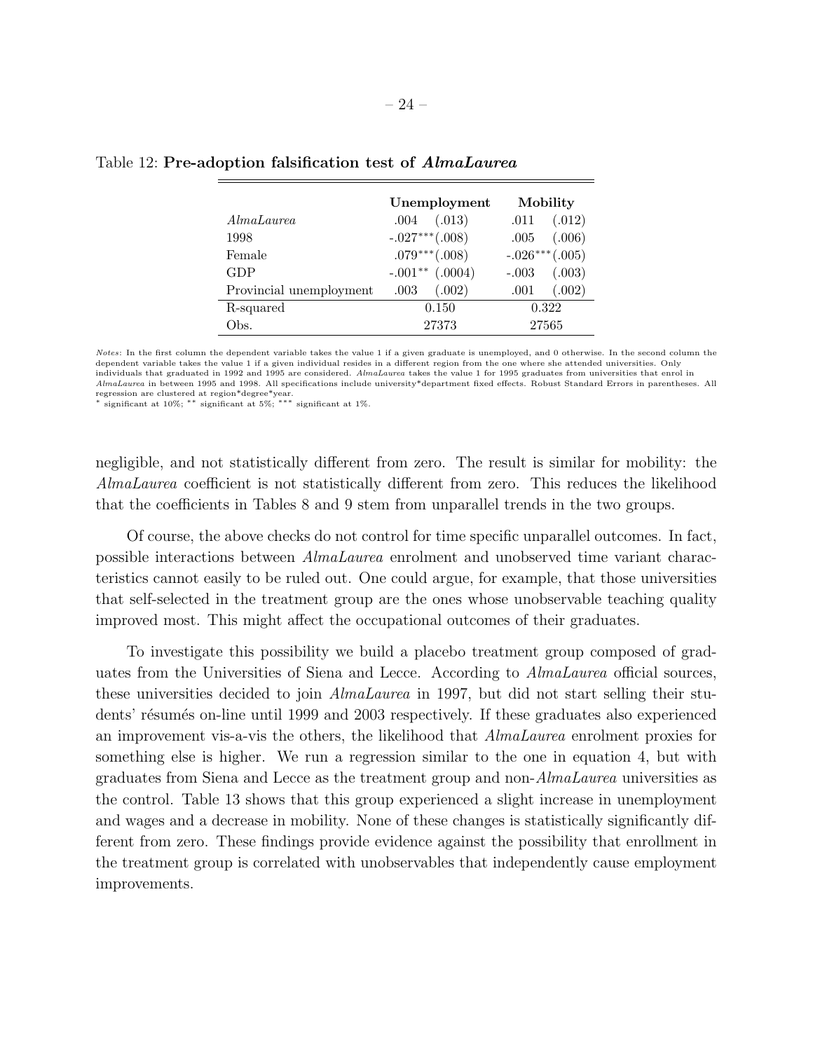Table 12: **Pre-adoption falsification test of *AlmaLaurea***

| | **Unemployment** | | **Mobility** | |
|---|---|---|---|---|
| *AlmaLaurea* | .004 | (.013) | .011 | (.012) |
| 1998 | -.027*** | (.008) | .005 | (.006) |
| Female | .079*** | (.008) | -.026*** | (.005) |
| GDP | -.001** | (.0004) | -.003 | (.003) |
| Provincial unemployment | .003 | (.002) | .001 | (.002) |
| R-squared | 0.150 | | 0.322 | |
| Obs. | 27373 | | 27565 | |

*Notes*: In the first column the dependent variable takes the value 1 if a given graduate is unemployed, and 0 otherwise. In the second column the dependent variable takes the value 1 if a given individual resides in a different region from the one where she attended universities. Only individuals that graduated in 1992 and 1995 are considered. *AlmaLaurea* takes the value 1 for 1995 graduates from universities that enrol in *AlmaLaurea* in between 1995 and 1998. All specifications include university*department fixed effects. Robust Standard Errors in parentheses. All regression are clustered at region*degree*year.
* significant at 10%; ** significant at 5%; *** significant at 1%.

negligible, and not statistically different from zero. The result is similar for mobility: the *AlmaLaurea* coefficient is not statistically different from zero. This reduces the likelihood that the coefficients in Tables 8 and 9 stem from unparallel trends in the two groups.

Of course, the above checks do not control for time specific unparallel outcomes. In fact, possible interactions between *AlmaLaurea* enrolment and unobserved time variant characteristics cannot easily to be ruled out. One could argue, for example, that those universities that self-selected in the treatment group are the ones whose unobservable teaching quality improved most. This might affect the occupational outcomes of their graduates.

To investigate this possibility we build a placebo treatment group composed of graduates from the Universities of Siena and Lecce. According to *AlmaLaurea* official sources, these universities decided to join *AlmaLaurea* in 1997, but did not start selling their students' résumés on-line until 1999 and 2003 respectively. If these graduates also experienced an improvement vis-a-vis the others, the likelihood that *AlmaLaurea* enrolment proxies for something else is higher. We run a regression similar to the one in equation 4, but with graduates from Siena and Lecce as the treatment group and non-*AlmaLaurea* universities as the control. Table 13 shows that this group experienced a slight increase in unemployment and wages and a decrease in mobility. None of these changes is statistically significantly different from zero. These findings provide evidence against the possibility that enrollment in the treatment group is correlated with unobservables that independently cause employment improvements.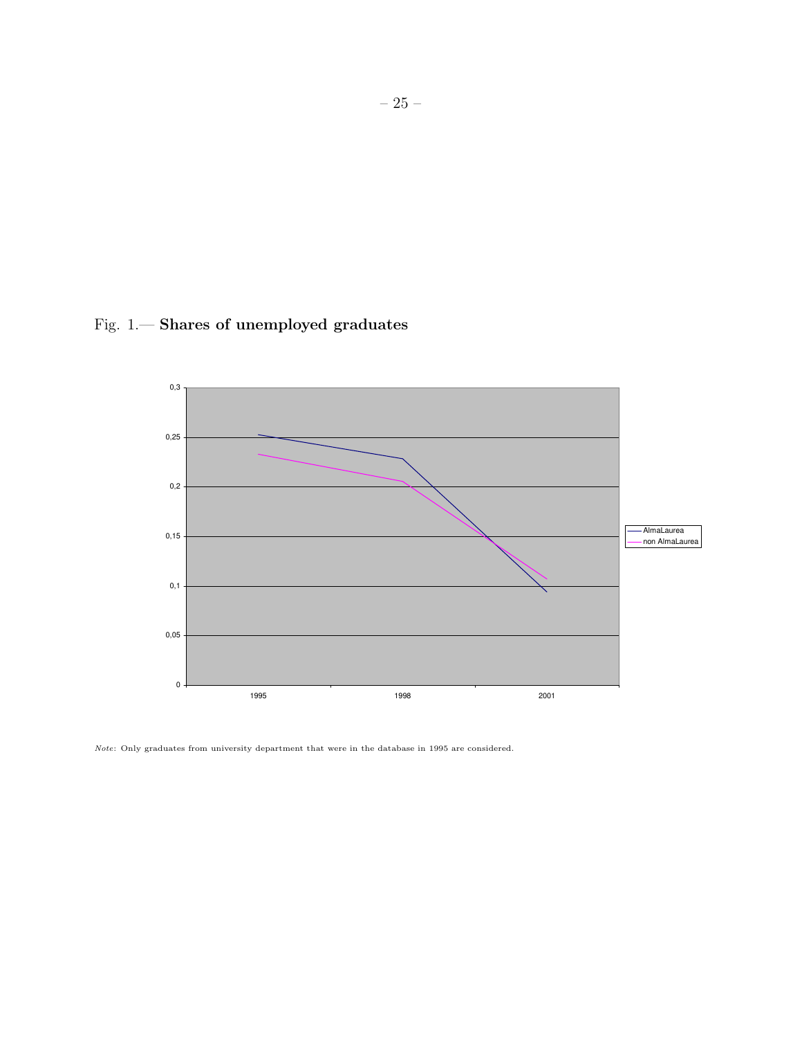Fig. 1.— **Shares of unemployed graduates**

*Note*: Only graduates from university department that were in the database in 1995 are considered.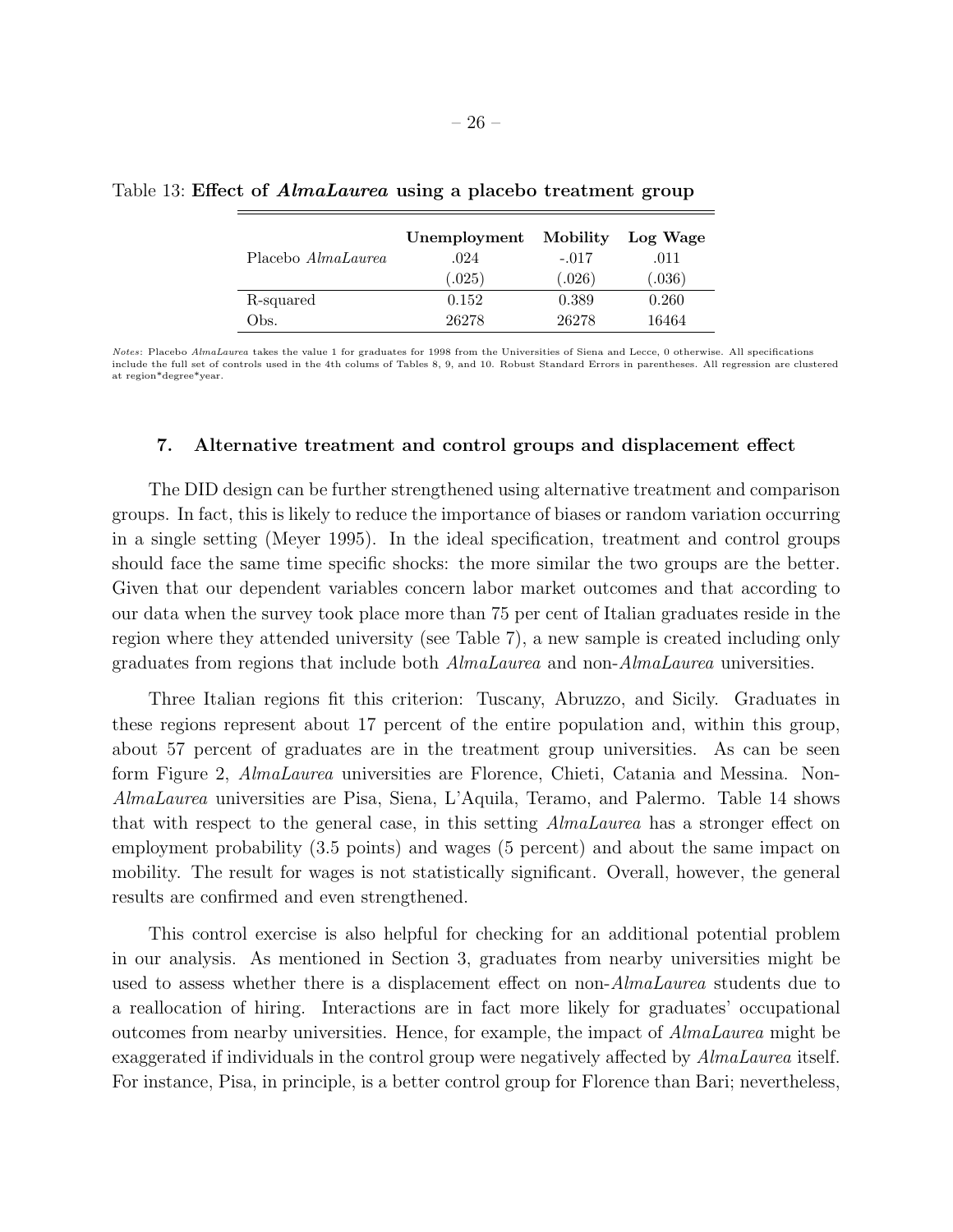Table 13: **Effect of *AlmaLaurea* using a placebo treatment group**

| | **Unemployment** | **Mobility** | **Log Wage** |
|---|---|---|---|
| Placebo *AlmaLaurea* | .024 | -.017 | .011 |
| | (.025) | (.026) | (.036) |
| R-squared | 0.152 | 0.389 | 0.260 |
| Obs. | 26278 | 26278 | 16464 |

*Notes*: Placebo *AlmaLaurea* takes the value 1 for graduates for 1998 from the Universities of Siena and Lecce, 0 otherwise. All specifications include the full set of controls used in the 4th colums of Tables 8, 9, and 10. Robust Standard Errors in parentheses. All regression are clustered at region*degree*year.

## 7. Alternative treatment and control groups and displacement effect

The DID design can be further strengthened using alternative treatment and comparison groups. In fact, this is likely to reduce the importance of biases or random variation occurring in a single setting (Meyer 1995). In the ideal specification, treatment and control groups should face the same time specific shocks: the more similar the two groups are the better. Given that our dependent variables concern labor market outcomes and that according to our data when the survey took place more than 75 per cent of Italian graduates reside in the region where they attended university (see Table 7), a new sample is created including only graduates from regions that include both *AlmaLaurea* and non-*AlmaLaurea* universities.

Three Italian regions fit this criterion: Tuscany, Abruzzo, and Sicily. Graduates in these regions represent about 17 percent of the entire population and, within this group, about 57 percent of graduates are in the treatment group universities. As can be seen form Figure 2, *AlmaLaurea* universities are Florence, Chieti, Catania and Messina. Non-*AlmaLaurea* universities are Pisa, Siena, L'Aquila, Teramo, and Palermo. Table 14 shows that with respect to the general case, in this setting *AlmaLaurea* has a stronger effect on employment probability (3.5 points) and wages (5 percent) and about the same impact on mobility. The result for wages is not statistically significant. Overall, however, the general results are confirmed and even strengthened.

This control exercise is also helpful for checking for an additional potential problem in our analysis. As mentioned in Section 3, graduates from nearby universities might be used to assess whether there is a displacement effect on non-*AlmaLaurea* students due to a reallocation of hiring. Interactions are in fact more likely for graduates' occupational outcomes from nearby universities. Hence, for example, the impact of *AlmaLaurea* might be exaggerated if individuals in the control group were negatively affected by *AlmaLaurea* itself. For instance, Pisa, in principle, is a better control group for Florence than Bari; nevertheless,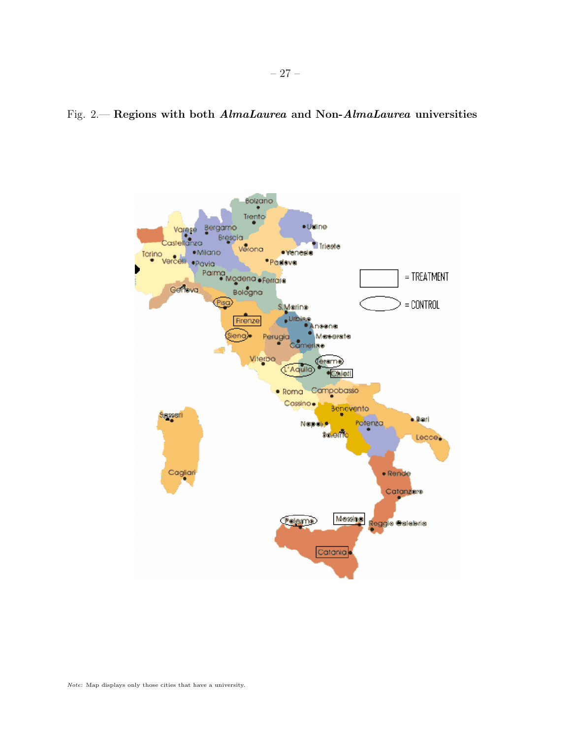Fig. 2.— **Regions with both *AlmaLaurea* and Non-*AlmaLaurea* universities**

*Note*: Map displays only those cities that have a university.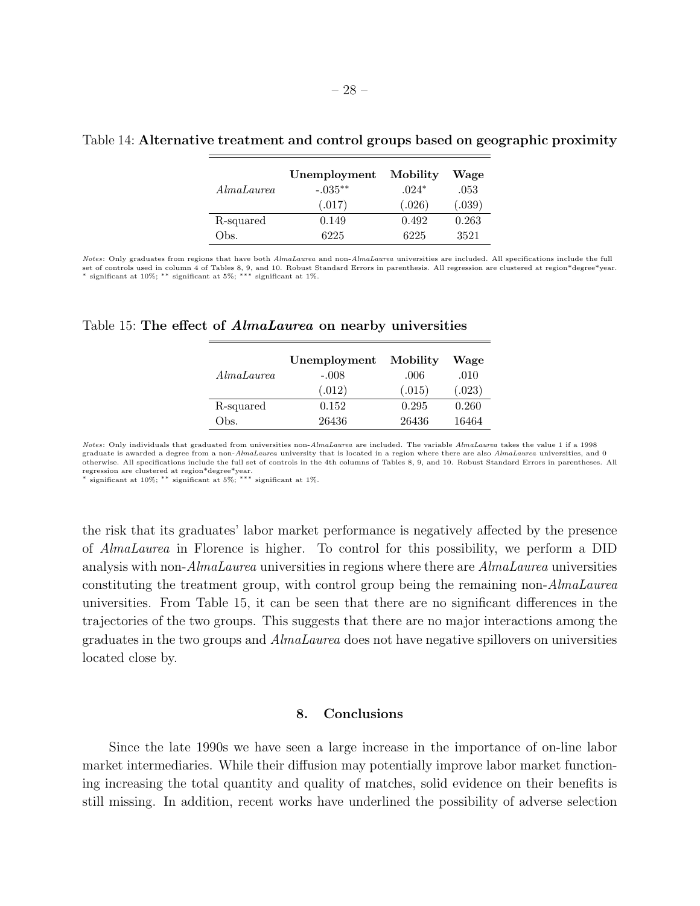Table 14: **Alternative treatment and control groups based on geographic proximity**

| | **Unemployment** | **Mobility** | **Wage** |
|---|---|---|---|
| *AlmaLaurea* | -.035** | .024* | .053 |
| | (.017) | (.026) | (.039) |
| R-squared | 0.149 | 0.492 | 0.263 |
| Obs. | 6225 | 6225 | 3521 |

*Notes*: Only graduates from regions that have both *AlmaLaurea* and non-*AlmaLaurea* universities are included. All specifications include the full set of controls used in column 4 of Tables 8, 9, and 10. Robust Standard Errors in parenthesis. All regression are clustered at region*degree*year.
* significant at 10%; ** significant at 5%; *** significant at 1%.

Table 15: **The effect of *AlmaLaurea* on nearby universities**

| | **Unemployment** | **Mobility** | **Wage** |
|---|---|---|---|
| *AlmaLaurea* | -.008 | .006 | .010 |
| | (.012) | (.015) | (.023) |
| R-squared | 0.152 | 0.295 | 0.260 |
| Obs. | 26436 | 26436 | 16464 |

*Notes*: Only individuals that graduated from universities non-*AlmaLaurea* are included. The variable *AlmaLaurea* takes the value 1 if a 1998 graduate is awarded a degree from a non-*AlmaLaurea* university that is located in a region where there are also *AlmaLaurea* universities, and 0 otherwise. All specifications include the full set of controls in the 4th columns of Tables 8, 9, and 10. Robust Standard Errors in parentheses. All regression are clustered at region*degree*year.
* significant at 10%; ** significant at 5%; *** significant at 1%.

the risk that its graduates' labor market performance is negatively affected by the presence of *AlmaLaurea* in Florence is higher. To control for this possibility, we perform a DID analysis with non-*AlmaLaurea* universities in regions where there are *AlmaLaurea* universities constituting the treatment group, with control group being the remaining non-*AlmaLaurea* universities. From Table 15, it can be seen that there are no significant differences in the trajectories of the two groups. This suggests that there are no major interactions among the graduates in the two groups and *AlmaLaurea* does not have negative spillovers on universities located close by.

## 8. Conclusions

Since the late 1990s we have seen a large increase in the importance of on-line labor market intermediaries. While their diffusion may potentially improve labor market functioning increasing the total quantity and quality of matches, solid evidence on their benefits is still missing. In addition, recent works have underlined the possibility of adverse selection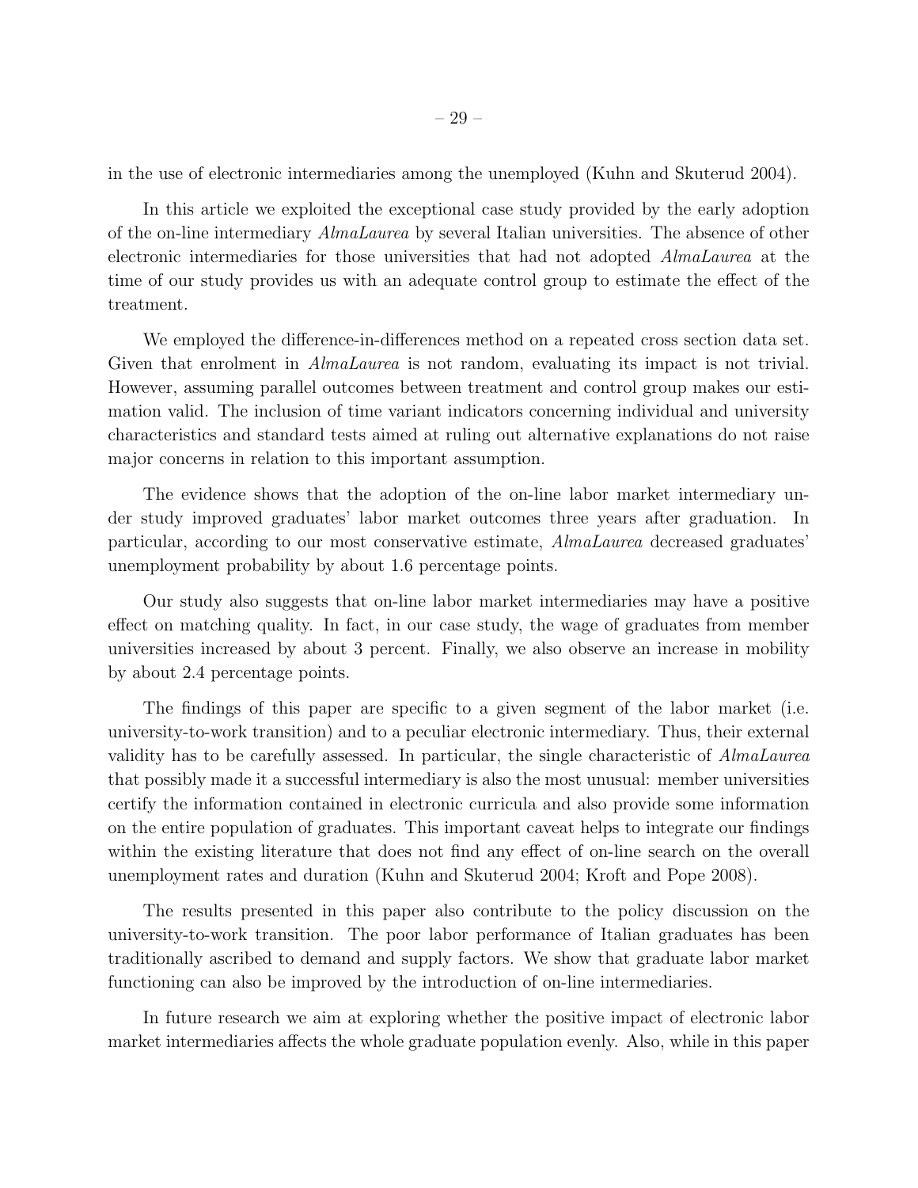in the use of electronic intermediaries among the unemployed (Kuhn and Skuterud 2004).

In this article we exploited the exceptional case study provided by the early adoption of the on-line intermediary *AlmaLaurea* by several Italian universities. The absence of other electronic intermediaries for those universities that had not adopted *AlmaLaurea* at the time of our study provides us with an adequate control group to estimate the effect of the treatment.

We employed the difference-in-differences method on a repeated cross section data set. Given that enrolment in *AlmaLaurea* is not random, evaluating its impact is not trivial. However, assuming parallel outcomes between treatment and control group makes our estimation valid. The inclusion of time variant indicators concerning individual and university characteristics and standard tests aimed at ruling out alternative explanations do not raise major concerns in relation to this important assumption.

The evidence shows that the adoption of the on-line labor market intermediary under study improved graduates' labor market outcomes three years after graduation. In particular, according to our most conservative estimate, *AlmaLaurea* decreased graduates' unemployment probability by about 1.6 percentage points.

Our study also suggests that on-line labor market intermediaries may have a positive effect on matching quality. In fact, in our case study, the wage of graduates from member universities increased by about 3 percent. Finally, we also observe an increase in mobility by about 2.4 percentage points.

The findings of this paper are specific to a given segment of the labor market (i.e. university-to-work transition) and to a peculiar electronic intermediary. Thus, their external validity has to be carefully assessed. In particular, the single characteristic of *AlmaLaurea* that possibly made it a successful intermediary is also the most unusual: member universities certify the information contained in electronic curricula and also provide some information on the entire population of graduates. This important caveat helps to integrate our findings within the existing literature that does not find any effect of on-line search on the overall unemployment rates and duration (Kuhn and Skuterud 2004; Kroft and Pope 2008).

The results presented in this paper also contribute to the policy discussion on the university-to-work transition. The poor labor performance of Italian graduates has been traditionally ascribed to demand and supply factors. We show that graduate labor market functioning can also be improved by the introduction of on-line intermediaries.

In future research we aim at exploring whether the positive impact of electronic labor market intermediaries affects the whole graduate population evenly. Also, while in this paper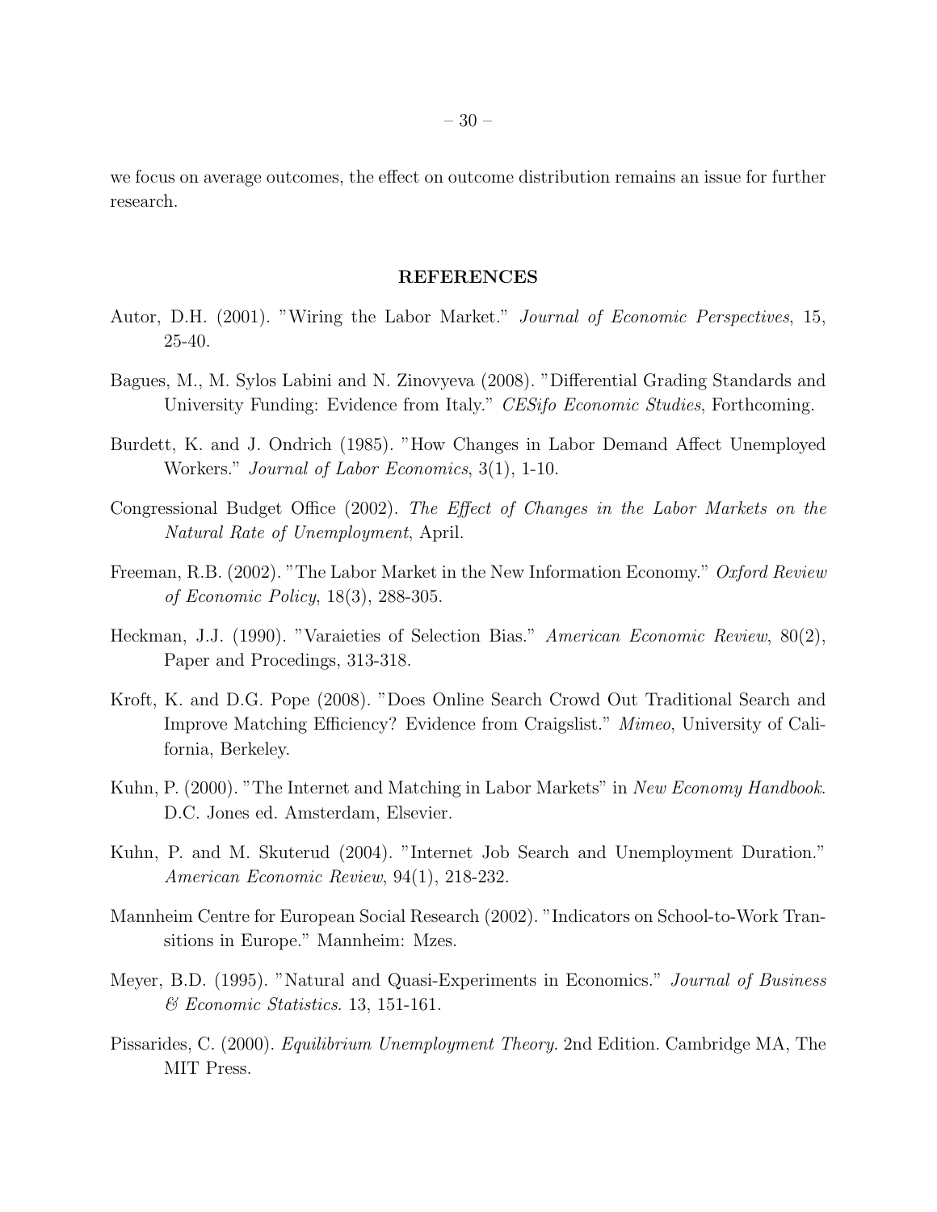we focus on average outcomes, the effect on outcome distribution remains an issue for further research.

## REFERENCES

Autor, D.H. (2001). "Wiring the Labor Market." *Journal of Economic Perspectives*, 15, 25-40.

Bagues, M., M. Sylos Labini and N. Zinovyeva (2008). "Differential Grading Standards and University Funding: Evidence from Italy." *CESifo Economic Studies*, Forthcoming.

Burdett, K. and J. Ondrich (1985). "How Changes in Labor Demand Affect Unemployed Workers." *Journal of Labor Economics*, 3(1), 1-10.

Congressional Budget Office (2002). *The Effect of Changes in the Labor Markets on the Natural Rate of Unemployment*, April.

Freeman, R.B. (2002). "The Labor Market in the New Information Economy." *Oxford Review of Economic Policy*, 18(3), 288-305.

Heckman, J.J. (1990). "Varaieties of Selection Bias." *American Economic Review*, 80(2), Paper and Procedings, 313-318.

Kroft, K. and D.G. Pope (2008). "Does Online Search Crowd Out Traditional Search and Improve Matching Efficiency? Evidence from Craigslist." *Mimeo*, University of California, Berkeley.

Kuhn, P. (2000). "The Internet and Matching in Labor Markets" in *New Economy Handbook*. D.C. Jones ed. Amsterdam, Elsevier.

Kuhn, P. and M. Skuterud (2004). "Internet Job Search and Unemployment Duration." *American Economic Review*, 94(1), 218-232.

Mannheim Centre for European Social Research (2002). "Indicators on School-to-Work Transitions in Europe." Mannheim: Mzes.

Meyer, B.D. (1995). "Natural and Quasi-Experiments in Economics." *Journal of Business & Economic Statistics*. 13, 151-161.

Pissarides, C. (2000). *Equilibrium Unemployment Theory*. 2nd Edition. Cambridge MA, The MIT Press.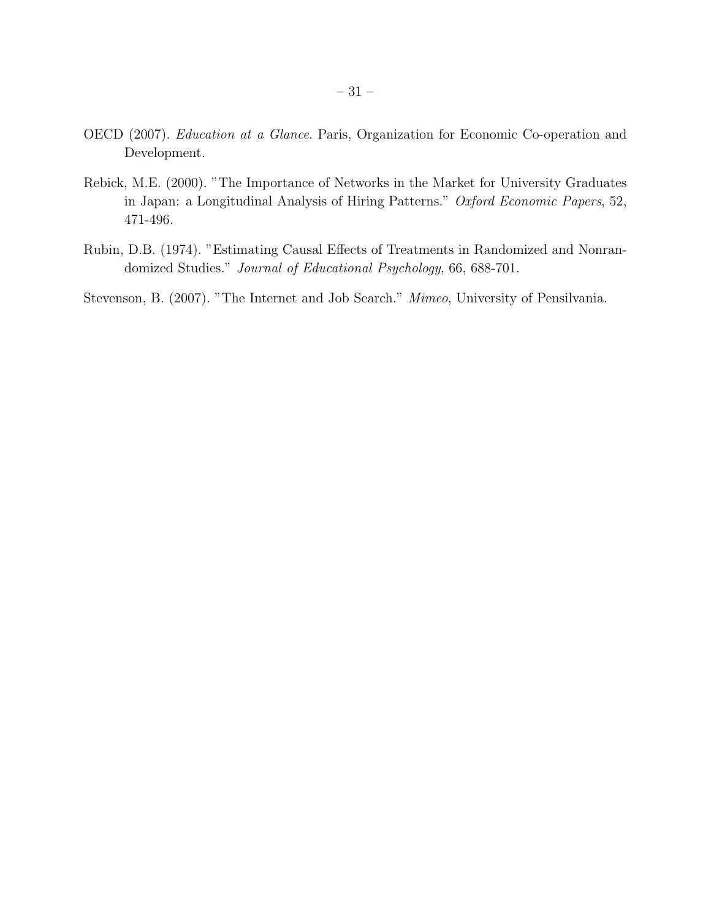OECD (2007). *Education at a Glance*. Paris, Organization for Economic Co-operation and Development.

Rebick, M.E. (2000). "The Importance of Networks in the Market for University Graduates in Japan: a Longitudinal Analysis of Hiring Patterns." *Oxford Economic Papers*, 52, 471-496.

Rubin, D.B. (1974). "Estimating Causal Effects of Treatments in Randomized and Nonrandomized Studies." *Journal of Educational Psychology*, 66, 688-701.

Stevenson, B. (2007). "The Internet and Job Search." *Mimeo*, University of Pensilvania.